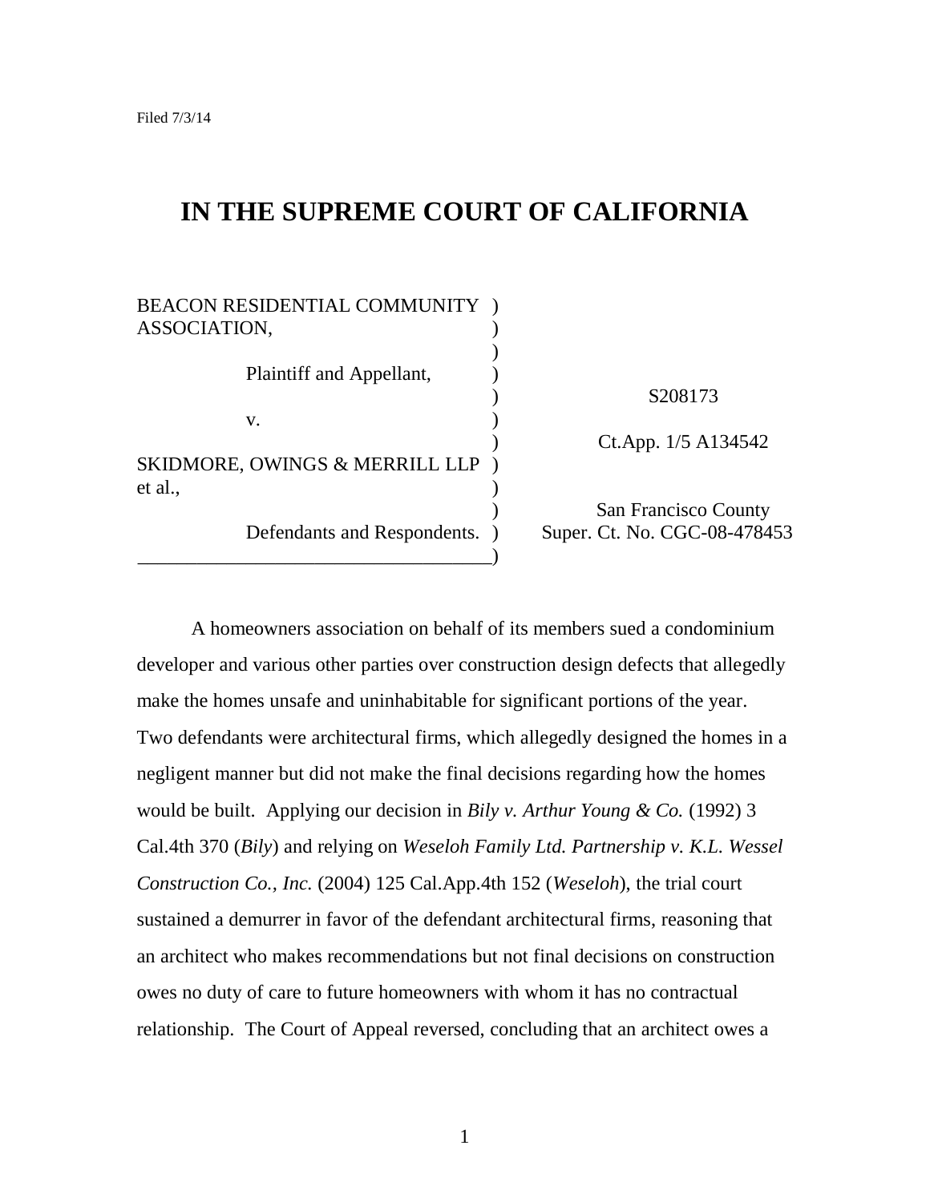Filed 7/3/14

# IN THE SUPREME COURT OF CALIFORNIA

| | |
|---|---|
| BEACON RESIDENTIAL COMMUNITY ASSOCIATION, | |
| Plaintiff and Appellant, | S208173 |
| v. | Ct.App. 1/5 A134542 |
| SKIDMORE, OWINGS & MERRILL LLP et al., | |
| Defendants and Respondents. | San Francisco County Super. Ct. No. CGC-08-478453 |

A homeowners association on behalf of its members sued a condominium developer and various other parties over construction design defects that allegedly make the homes unsafe and uninhabitable for significant portions of the year. Two defendants were architectural firms, which allegedly designed the homes in a negligent manner but did not make the final decisions regarding how the homes would be built. Applying our decision in *Bily v. Arthur Young & Co.* (1992) 3 Cal.4th 370 (*Bily*) and relying on *Weseloh Family Ltd. Partnership v. K.L. Wessel Construction Co., Inc.* (2004) 125 Cal.App.4th 152 (*Weseloh*), the trial court sustained a demurrer in favor of the defendant architectural firms, reasoning that an architect who makes recommendations but not final decisions on construction owes no duty of care to future homeowners with whom it has no contractual relationship. The Court of Appeal reversed, concluding that an architect owes a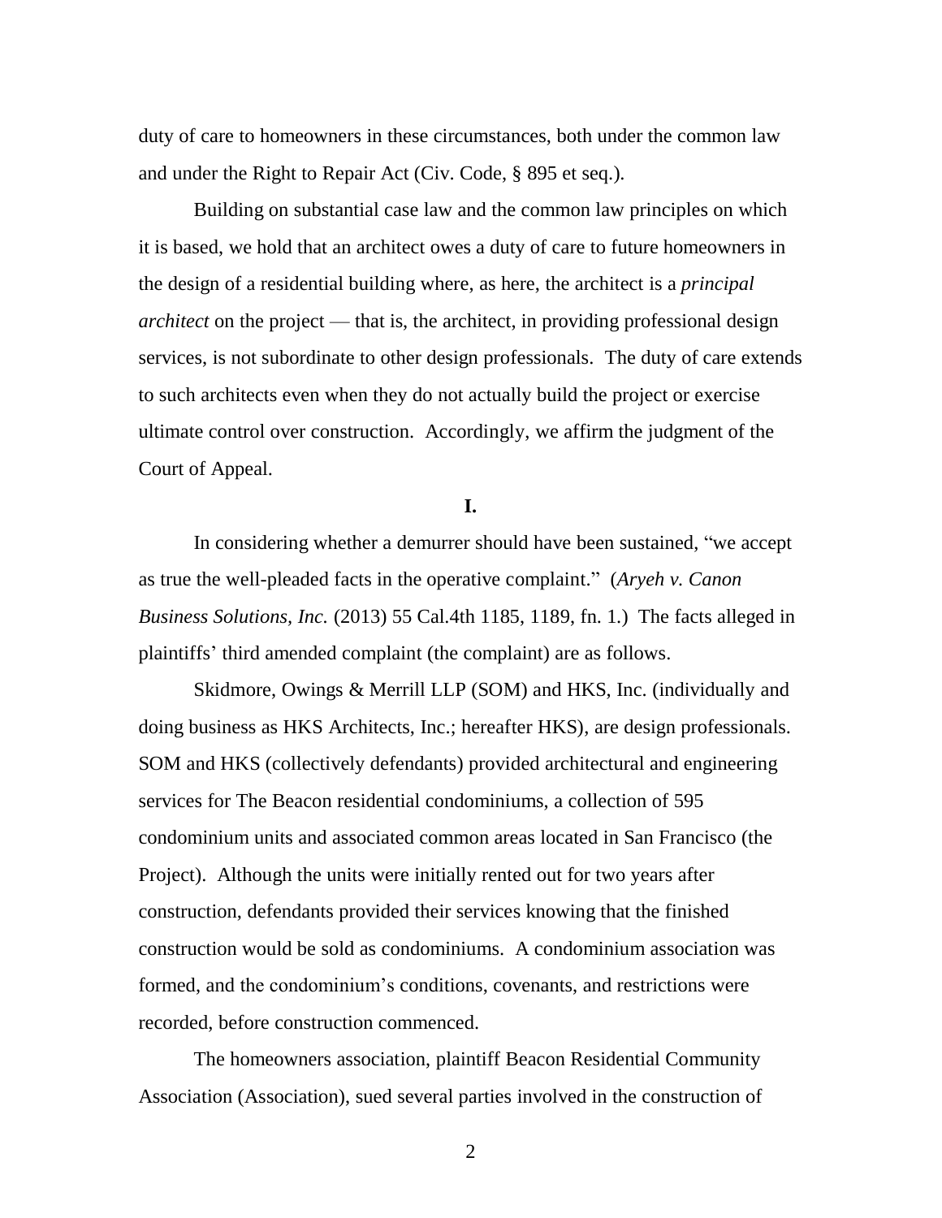duty of care to homeowners in these circumstances, both under the common law and under the Right to Repair Act (Civ. Code, § 895 et seq.).

Building on substantial case law and the common law principles on which it is based, we hold that an architect owes a duty of care to future homeowners in the design of a residential building where, as here, the architect is a *principal architect* on the project — that is, the architect, in providing professional design services, is not subordinate to other design professionals. The duty of care extends to such architects even when they do not actually build the project or exercise ultimate control over construction. Accordingly, we affirm the judgment of the Court of Appeal.

**I.**

In considering whether a demurrer should have been sustained, "we accept as true the well-pleaded facts in the operative complaint." (*Aryeh v. Canon Business Solutions, Inc.* (2013) 55 Cal.4th 1185, 1189, fn. 1.) The facts alleged in plaintiffs' third amended complaint (the complaint) are as follows.

Skidmore, Owings & Merrill LLP (SOM) and HKS, Inc. (individually and doing business as HKS Architects, Inc.; hereafter HKS), are design professionals. SOM and HKS (collectively defendants) provided architectural and engineering services for The Beacon residential condominiums, a collection of 595 condominium units and associated common areas located in San Francisco (the Project). Although the units were initially rented out for two years after construction, defendants provided their services knowing that the finished construction would be sold as condominiums. A condominium association was formed, and the condominium's conditions, covenants, and restrictions were recorded, before construction commenced.

The homeowners association, plaintiff Beacon Residential Community Association (Association), sued several parties involved in the construction of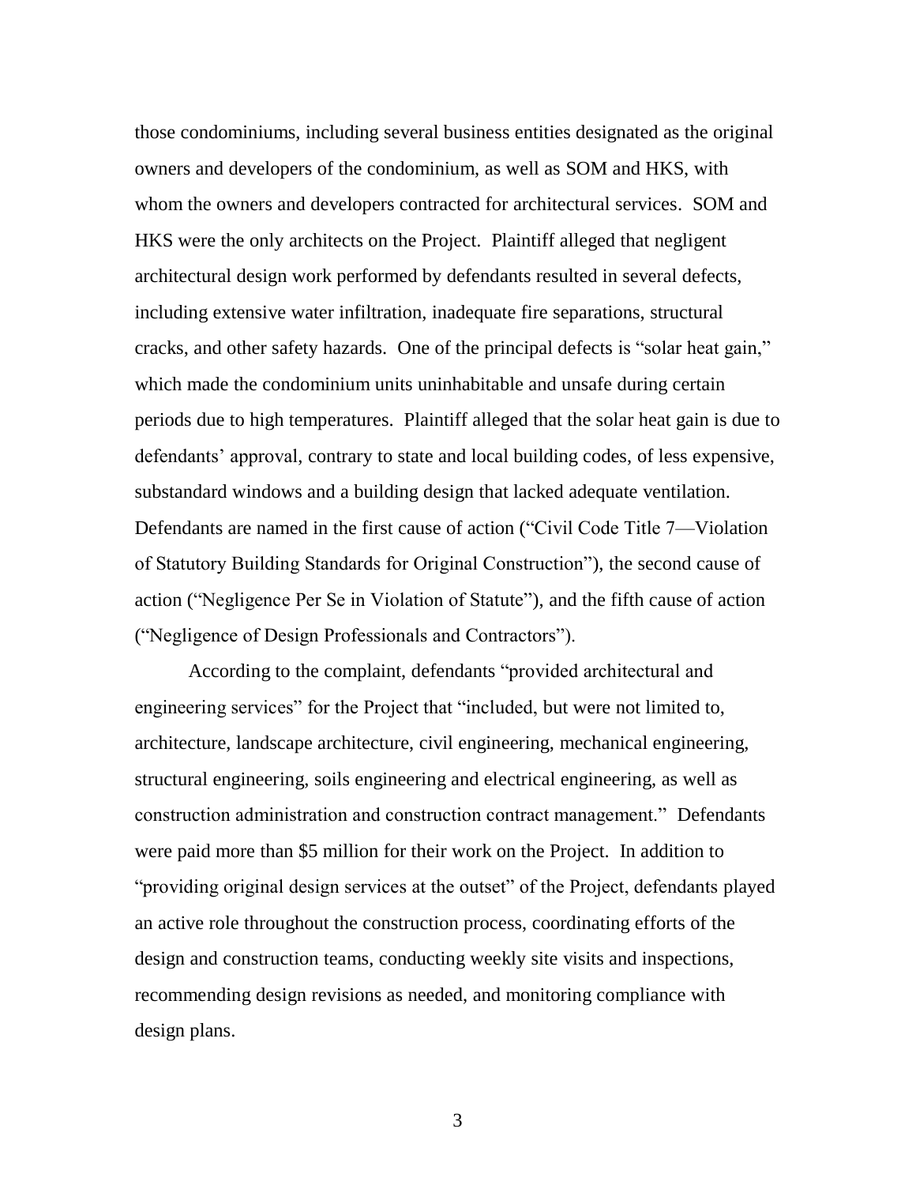those condominiums, including several business entities designated as the original owners and developers of the condominium, as well as SOM and HKS, with whom the owners and developers contracted for architectural services. SOM and HKS were the only architects on the Project. Plaintiff alleged that negligent architectural design work performed by defendants resulted in several defects, including extensive water infiltration, inadequate fire separations, structural cracks, and other safety hazards. One of the principal defects is "solar heat gain," which made the condominium units uninhabitable and unsafe during certain periods due to high temperatures. Plaintiff alleged that the solar heat gain is due to defendants' approval, contrary to state and local building codes, of less expensive, substandard windows and a building design that lacked adequate ventilation. Defendants are named in the first cause of action ("Civil Code Title 7—Violation of Statutory Building Standards for Original Construction"), the second cause of action ("Negligence Per Se in Violation of Statute"), and the fifth cause of action ("Negligence of Design Professionals and Contractors").

According to the complaint, defendants "provided architectural and engineering services" for the Project that "included, but were not limited to, architecture, landscape architecture, civil engineering, mechanical engineering, structural engineering, soils engineering and electrical engineering, as well as construction administration and construction contract management." Defendants were paid more than $5 million for their work on the Project. In addition to "providing original design services at the outset" of the Project, defendants played an active role throughout the construction process, coordinating efforts of the design and construction teams, conducting weekly site visits and inspections, recommending design revisions as needed, and monitoring compliance with design plans.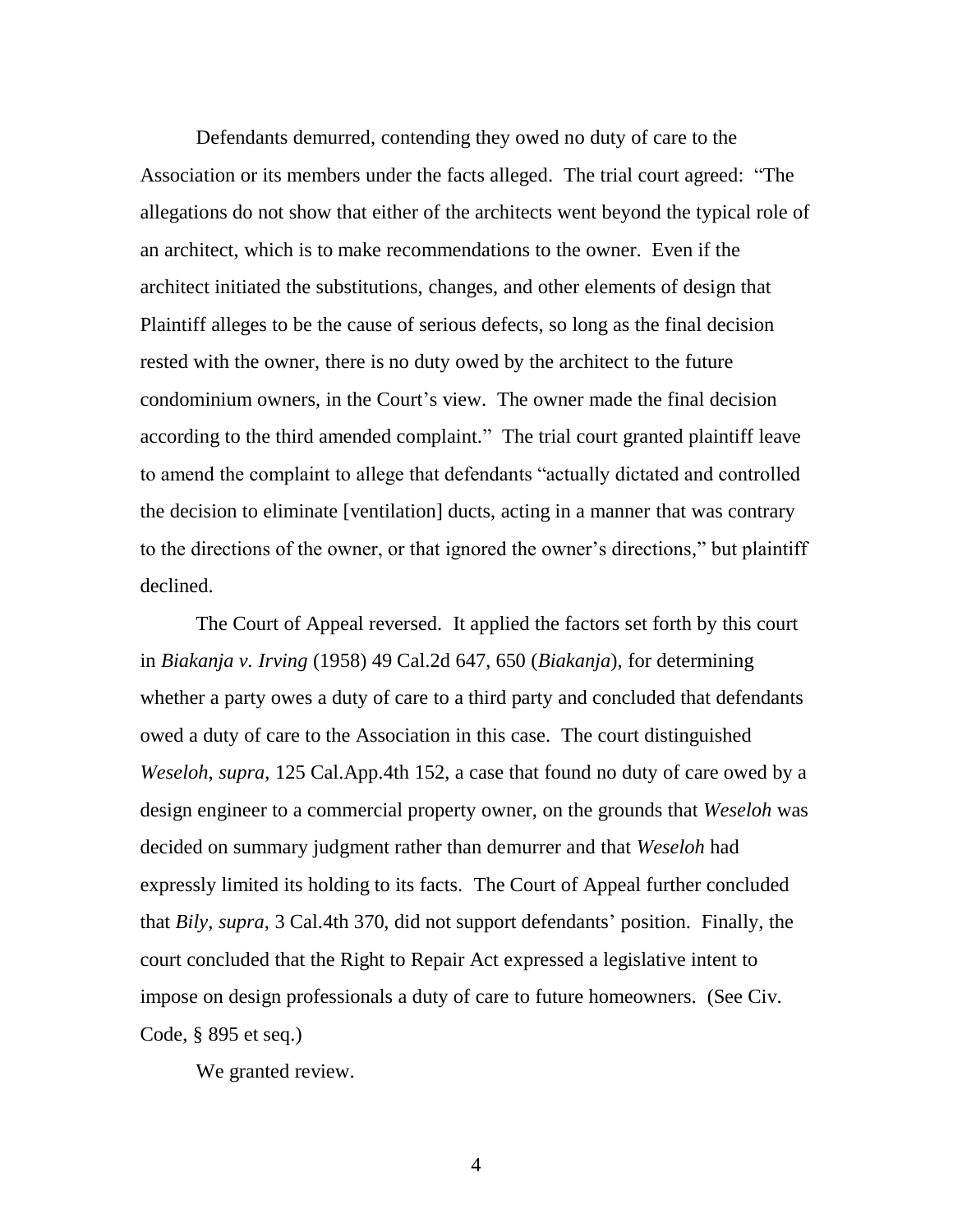Defendants demurred, contending they owed no duty of care to the Association or its members under the facts alleged. The trial court agreed: "The allegations do not show that either of the architects went beyond the typical role of an architect, which is to make recommendations to the owner. Even if the architect initiated the substitutions, changes, and other elements of design that Plaintiff alleges to be the cause of serious defects, so long as the final decision rested with the owner, there is no duty owed by the architect to the future condominium owners, in the Court's view. The owner made the final decision according to the third amended complaint." The trial court granted plaintiff leave to amend the complaint to allege that defendants "actually dictated and controlled the decision to eliminate [ventilation] ducts, acting in a manner that was contrary to the directions of the owner, or that ignored the owner's directions," but plaintiff declined.

The Court of Appeal reversed. It applied the factors set forth by this court in *Biakanja v. Irving* (1958) 49 Cal.2d 647, 650 (*Biakanja*), for determining whether a party owes a duty of care to a third party and concluded that defendants owed a duty of care to the Association in this case. The court distinguished *Weseloh*, *supra*, 125 Cal.App.4th 152, a case that found no duty of care owed by a design engineer to a commercial property owner, on the grounds that *Weseloh* was decided on summary judgment rather than demurrer and that *Weseloh* had expressly limited its holding to its facts. The Court of Appeal further concluded that *Bily*, *supra*, 3 Cal.4th 370, did not support defendants' position. Finally, the court concluded that the Right to Repair Act expressed a legislative intent to impose on design professionals a duty of care to future homeowners. (See Civ. Code, § 895 et seq.)

We granted review.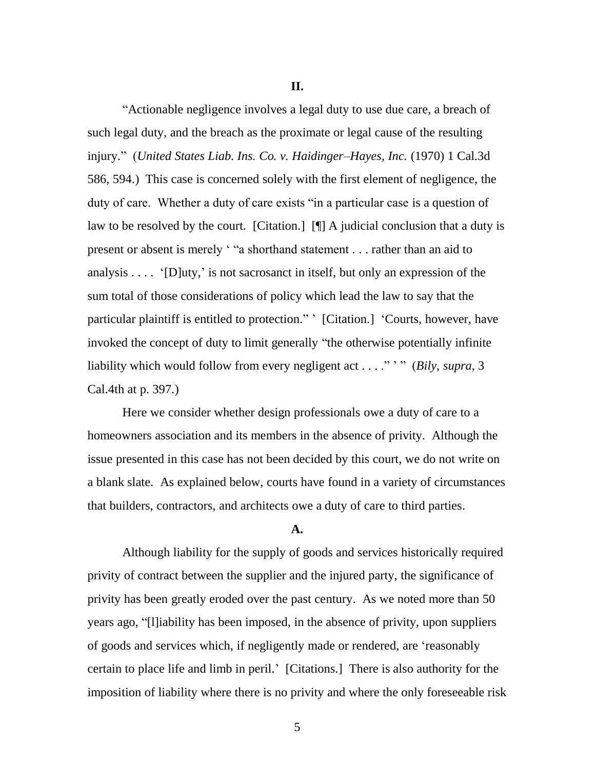## II.

"Actionable negligence involves a legal duty to use due care, a breach of such legal duty, and the breach as the proximate or legal cause of the resulting injury." (*United States Liab. Ins. Co. v. Haidinger–Hayes, Inc.* (1970) 1 Cal.3d 586, 594.) This case is concerned solely with the first element of negligence, the duty of care. Whether a duty of care exists "in a particular case is a question of law to be resolved by the court. [Citation.] [¶] A judicial conclusion that a duty is present or absent is merely ' "a shorthand statement . . . rather than an aid to analysis . . . . '[D]uty,' is not sacrosanct in itself, but only an expression of the sum total of those considerations of policy which lead the law to say that the particular plaintiff is entitled to protection." ' [Citation.] 'Courts, however, have invoked the concept of duty to limit generally "the otherwise potentially infinite liability which would follow from every negligent act . . . ." ' " (*Bily*, *supra*, 3 Cal.4th at p. 397.)

Here we consider whether design professionals owe a duty of care to a homeowners association and its members in the absence of privity. Although the issue presented in this case has not been decided by this court, we do not write on a blank slate. As explained below, courts have found in a variety of circumstances that builders, contractors, and architects owe a duty of care to third parties.

### A.

Although liability for the supply of goods and services historically required privity of contract between the supplier and the injured party, the significance of privity has been greatly eroded over the past century. As we noted more than 50 years ago, "[l]iability has been imposed, in the absence of privity, upon suppliers of goods and services which, if negligently made or rendered, are 'reasonably certain to place life and limb in peril.' [Citations.] There is also authority for the imposition of liability where there is no privity and where the only foreseeable risk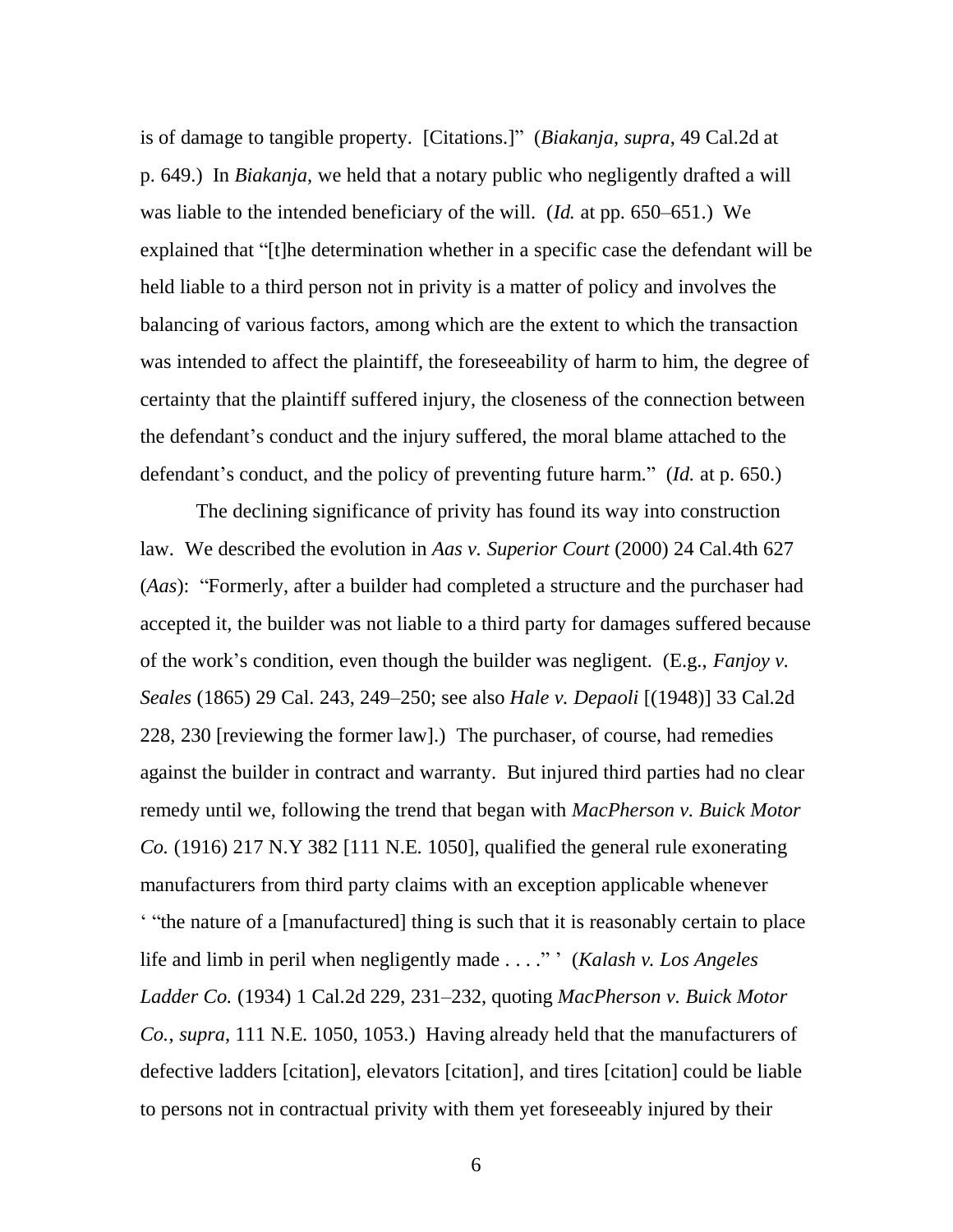is of damage to tangible property. [Citations.]" (*Biakanja*, *supra*, 49 Cal.2d at p. 649.) In *Biakanja*, we held that a notary public who negligently drafted a will was liable to the intended beneficiary of the will. (*Id.* at pp. 650–651.) We explained that "[t]he determination whether in a specific case the defendant will be held liable to a third person not in privity is a matter of policy and involves the balancing of various factors, among which are the extent to which the transaction was intended to affect the plaintiff, the foreseeability of harm to him, the degree of certainty that the plaintiff suffered injury, the closeness of the connection between the defendant's conduct and the injury suffered, the moral blame attached to the defendant's conduct, and the policy of preventing future harm." (*Id.* at p. 650.)

The declining significance of privity has found its way into construction law. We described the evolution in *Aas v. Superior Court* (2000) 24 Cal.4th 627 (*Aas*): "Formerly, after a builder had completed a structure and the purchaser had accepted it, the builder was not liable to a third party for damages suffered because of the work's condition, even though the builder was negligent. (E.g., *Fanjoy v. Seales* (1865) 29 Cal. 243, 249–250; see also *Hale v. Depaoli* [(1948)] 33 Cal.2d 228, 230 [reviewing the former law].) The purchaser, of course, had remedies against the builder in contract and warranty. But injured third parties had no clear remedy until we, following the trend that began with *MacPherson v. Buick Motor Co.* (1916) 217 N.Y 382 [111 N.E. 1050], qualified the general rule exonerating manufacturers from third party claims with an exception applicable whenever ' "the nature of a [manufactured] thing is such that it is reasonably certain to place life and limb in peril when negligently made . . . ." ' (*Kalash v. Los Angeles Ladder Co.* (1934) 1 Cal.2d 229, 231–232, quoting *MacPherson v. Buick Motor Co.*, *supra*, 111 N.E. 1050, 1053.) Having already held that the manufacturers of defective ladders [citation], elevators [citation], and tires [citation] could be liable to persons not in contractual privity with them yet foreseeably injured by their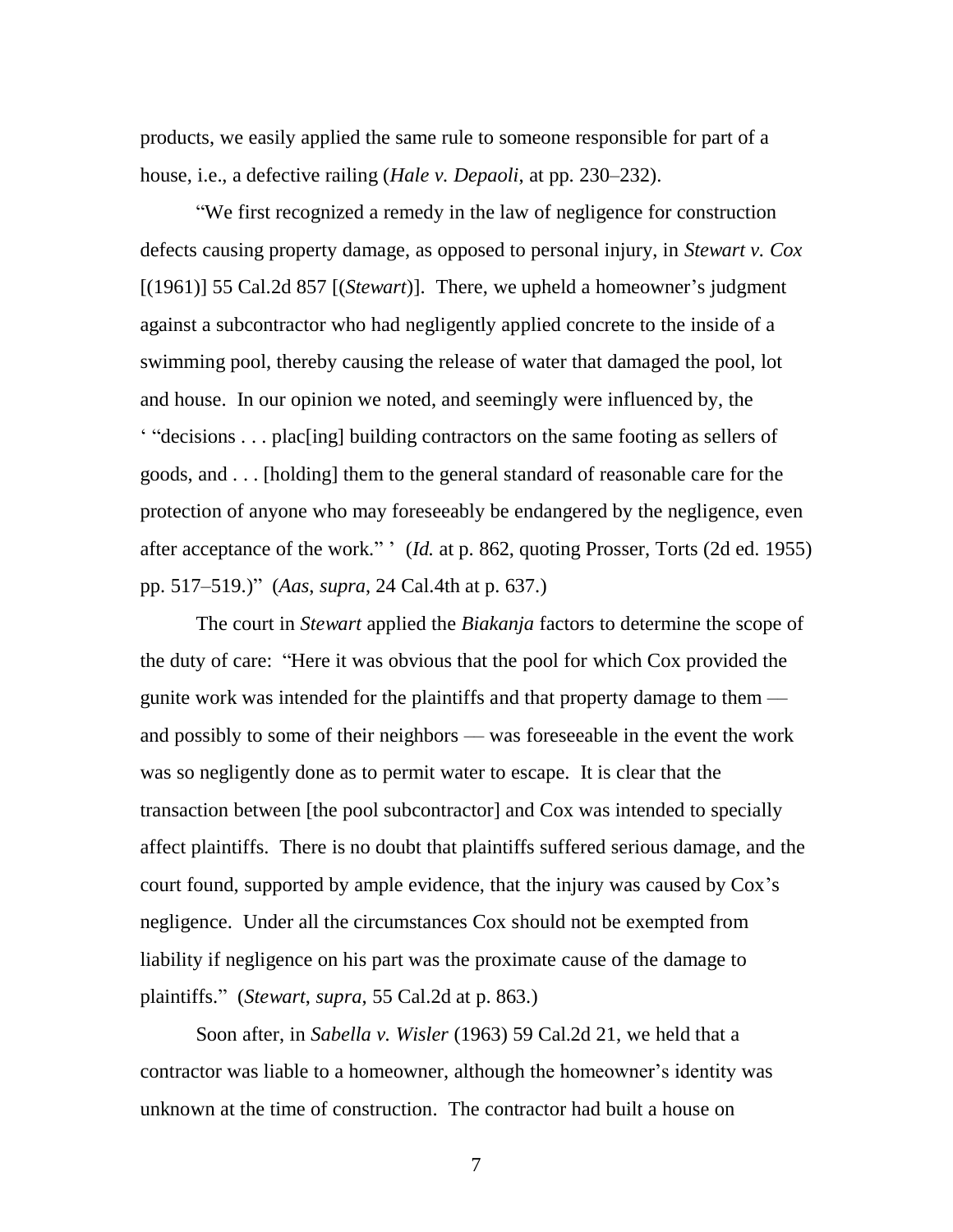products, we easily applied the same rule to someone responsible for part of a house, i.e., a defective railing (*Hale v. Depaoli*, at pp. 230–232).

"We first recognized a remedy in the law of negligence for construction defects causing property damage, as opposed to personal injury, in *Stewart v. Cox* [(1961)] 55 Cal.2d 857 [(*Stewart*)]. There, we upheld a homeowner's judgment against a subcontractor who had negligently applied concrete to the inside of a swimming pool, thereby causing the release of water that damaged the pool, lot and house. In our opinion we noted, and seemingly were influenced by, the ' "decisions . . . plac[ing] building contractors on the same footing as sellers of goods, and . . . [holding] them to the general standard of reasonable care for the protection of anyone who may foreseeably be endangered by the negligence, even after acceptance of the work." ' (*Id.* at p. 862, quoting Prosser, Torts (2d ed. 1955) pp. 517–519.)" (*Aas*, *supra*, 24 Cal.4th at p. 637.)

The court in *Stewart* applied the *Biakanja* factors to determine the scope of the duty of care: "Here it was obvious that the pool for which Cox provided the gunite work was intended for the plaintiffs and that property damage to them — and possibly to some of their neighbors — was foreseeable in the event the work was so negligently done as to permit water to escape. It is clear that the transaction between [the pool subcontractor] and Cox was intended to specially affect plaintiffs. There is no doubt that plaintiffs suffered serious damage, and the court found, supported by ample evidence, that the injury was caused by Cox's negligence. Under all the circumstances Cox should not be exempted from liability if negligence on his part was the proximate cause of the damage to plaintiffs." (*Stewart*, *supra*, 55 Cal.2d at p. 863.)

Soon after, in *Sabella v. Wisler* (1963) 59 Cal.2d 21, we held that a contractor was liable to a homeowner, although the homeowner's identity was unknown at the time of construction. The contractor had built a house on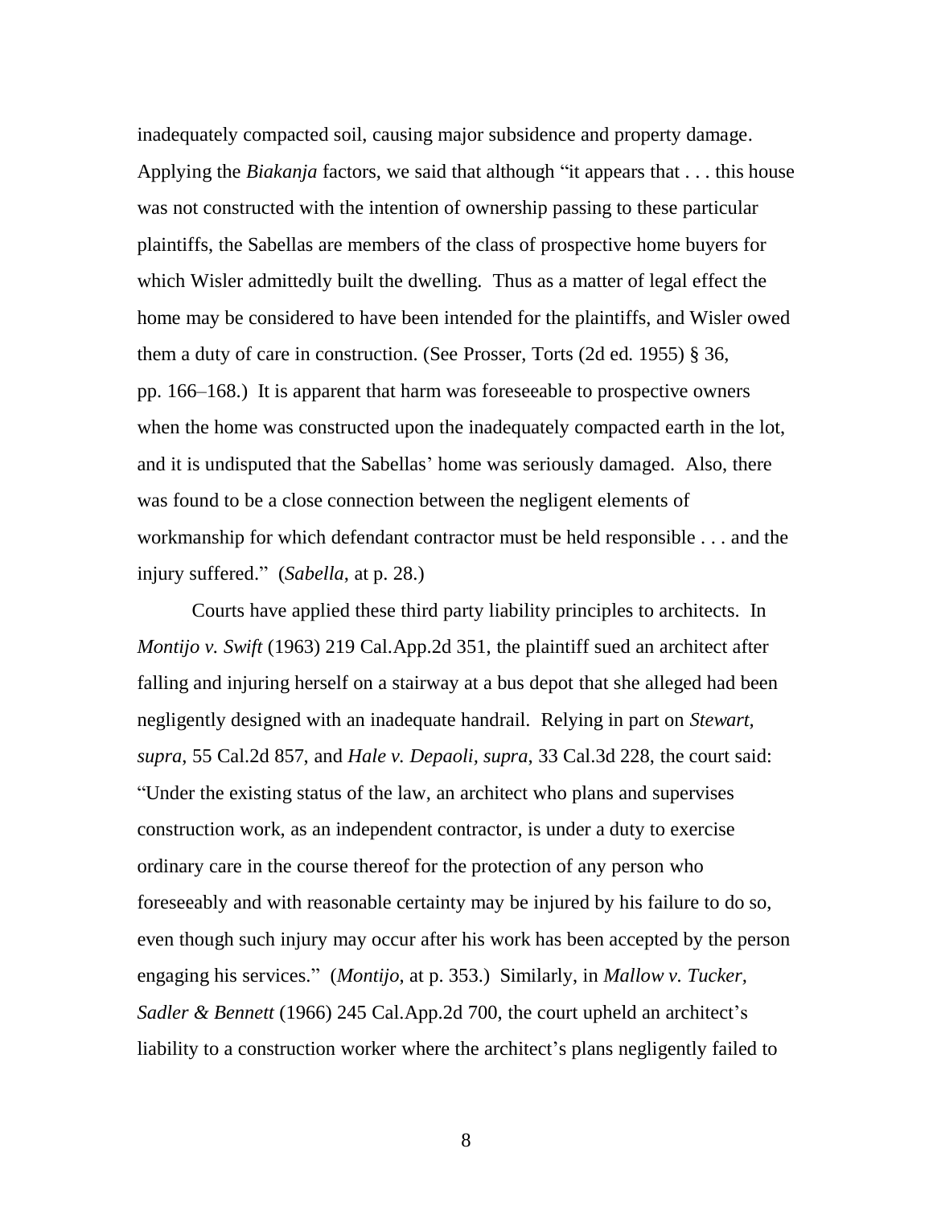inadequately compacted soil, causing major subsidence and property damage. Applying the *Biakanja* factors, we said that although "it appears that . . . this house was not constructed with the intention of ownership passing to these particular plaintiffs, the Sabellas are members of the class of prospective home buyers for which Wisler admittedly built the dwelling. Thus as a matter of legal effect the home may be considered to have been intended for the plaintiffs, and Wisler owed them a duty of care in construction. (See Prosser, Torts (2d ed. 1955) § 36, pp. 166–168.) It is apparent that harm was foreseeable to prospective owners when the home was constructed upon the inadequately compacted earth in the lot, and it is undisputed that the Sabellas' home was seriously damaged. Also, there was found to be a close connection between the negligent elements of workmanship for which defendant contractor must be held responsible . . . and the injury suffered." (*Sabella*, at p. 28.)

Courts have applied these third party liability principles to architects. In *Montijo v. Swift* (1963) 219 Cal.App.2d 351, the plaintiff sued an architect after falling and injuring herself on a stairway at a bus depot that she alleged had been negligently designed with an inadequate handrail. Relying in part on *Stewart*, *supra*, 55 Cal.2d 857, and *Hale v. Depaoli*, *supra*, 33 Cal.3d 228, the court said: "Under the existing status of the law, an architect who plans and supervises construction work, as an independent contractor, is under a duty to exercise ordinary care in the course thereof for the protection of any person who foreseeably and with reasonable certainty may be injured by his failure to do so, even though such injury may occur after his work has been accepted by the person engaging his services." (*Montijo*, at p. 353.) Similarly, in *Mallow v. Tucker, Sadler & Bennett* (1966) 245 Cal.App.2d 700, the court upheld an architect's liability to a construction worker where the architect's plans negligently failed to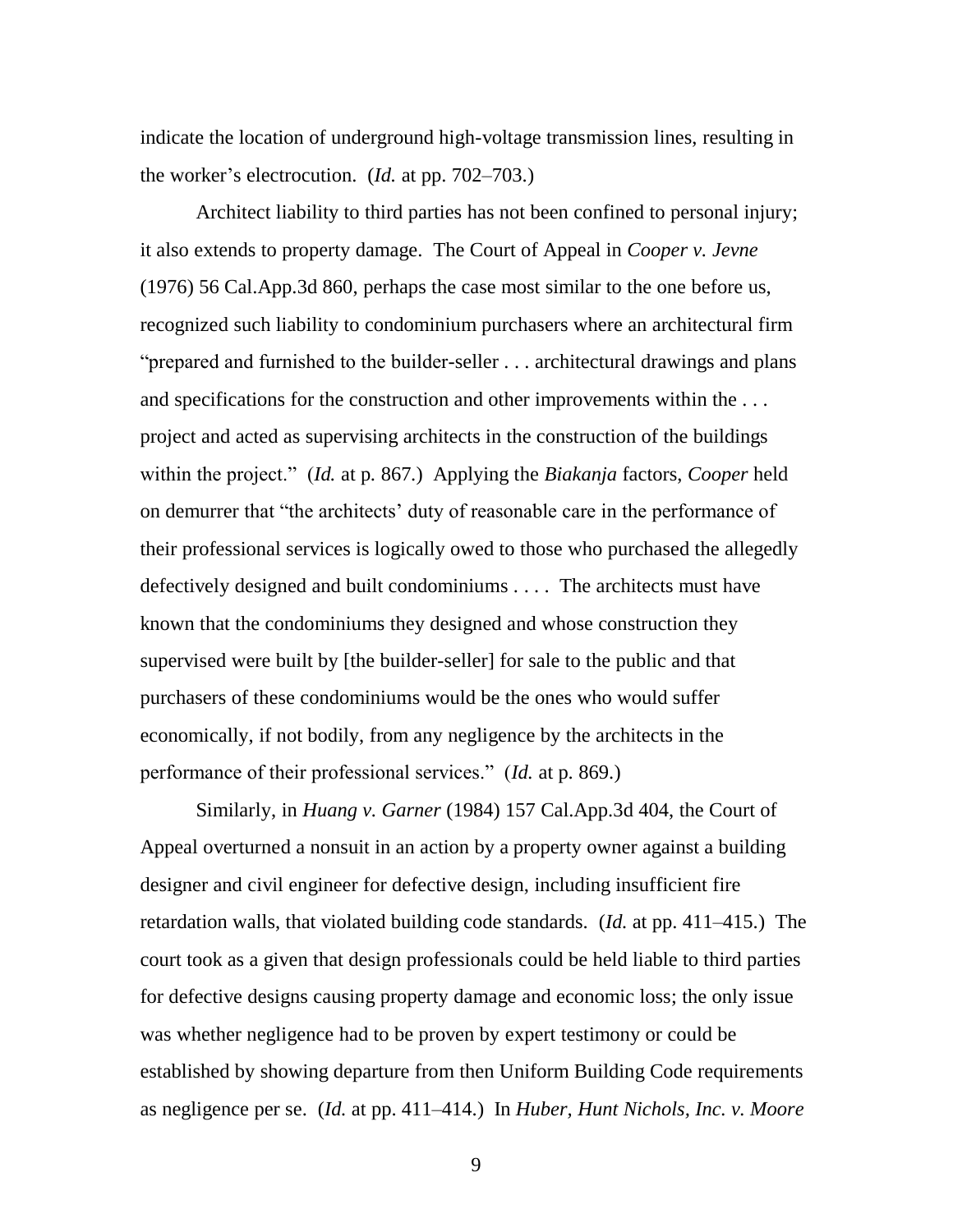indicate the location of underground high-voltage transmission lines, resulting in the worker's electrocution. (*Id.* at pp. 702–703.)

Architect liability to third parties has not been confined to personal injury; it also extends to property damage. The Court of Appeal in *Cooper v. Jevne* (1976) 56 Cal.App.3d 860, perhaps the case most similar to the one before us, recognized such liability to condominium purchasers where an architectural firm "prepared and furnished to the builder-seller . . . architectural drawings and plans and specifications for the construction and other improvements within the . . . project and acted as supervising architects in the construction of the buildings within the project." (*Id.* at p. 867.) Applying the *Biakanja* factors, *Cooper* held on demurrer that "the architects' duty of reasonable care in the performance of their professional services is logically owed to those who purchased the allegedly defectively designed and built condominiums . . . . The architects must have known that the condominiums they designed and whose construction they supervised were built by [the builder-seller] for sale to the public and that purchasers of these condominiums would be the ones who would suffer economically, if not bodily, from any negligence by the architects in the performance of their professional services." (*Id.* at p. 869.)

Similarly, in *Huang v. Garner* (1984) 157 Cal.App.3d 404, the Court of Appeal overturned a nonsuit in an action by a property owner against a building designer and civil engineer for defective design, including insufficient fire retardation walls, that violated building code standards. (*Id.* at pp. 411–415.) The court took as a given that design professionals could be held liable to third parties for defective designs causing property damage and economic loss; the only issue was whether negligence had to be proven by expert testimony or could be established by showing departure from then Uniform Building Code requirements as negligence per se. (*Id.* at pp. 411–414.) In *Huber, Hunt Nichols, Inc. v. Moore*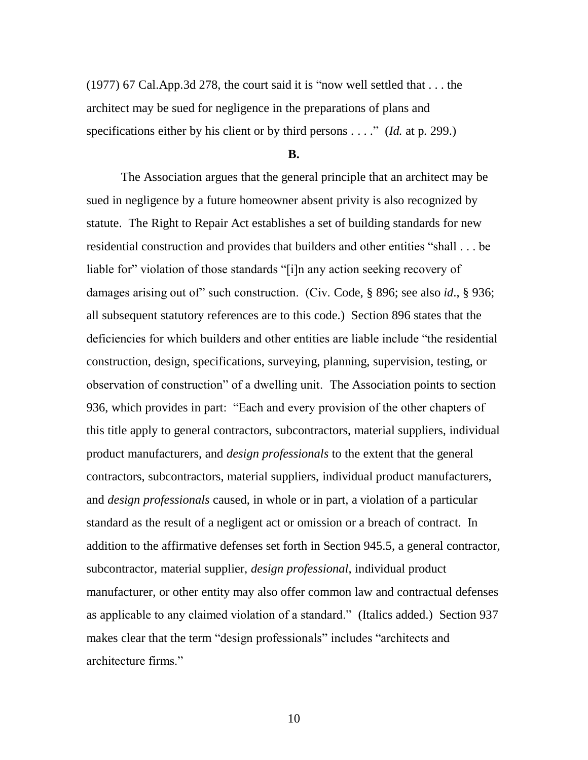(1977) 67 Cal.App.3d 278, the court said it is "now well settled that . . . the architect may be sued for negligence in the preparations of plans and specifications either by his client or by third persons . . . ." (*Id.* at p. 299.)

**B.**

The Association argues that the general principle that an architect may be sued in negligence by a future homeowner absent privity is also recognized by statute. The Right to Repair Act establishes a set of building standards for new residential construction and provides that builders and other entities "shall . . . be liable for" violation of those standards "[i]n any action seeking recovery of damages arising out of" such construction. (Civ. Code, § 896; see also *id*., § 936; all subsequent statutory references are to this code.) Section 896 states that the deficiencies for which builders and other entities are liable include "the residential construction, design, specifications, surveying, planning, supervision, testing, or observation of construction" of a dwelling unit. The Association points to section 936, which provides in part: "Each and every provision of the other chapters of this title apply to general contractors, subcontractors, material suppliers, individual product manufacturers, and *design professionals* to the extent that the general contractors, subcontractors, material suppliers, individual product manufacturers, and *design professionals* caused, in whole or in part, a violation of a particular standard as the result of a negligent act or omission or a breach of contract. In addition to the affirmative defenses set forth in Section 945.5, a general contractor, subcontractor, material supplier, *design professional*, individual product manufacturer, or other entity may also offer common law and contractual defenses as applicable to any claimed violation of a standard." (Italics added.) Section 937 makes clear that the term "design professionals" includes "architects and architecture firms."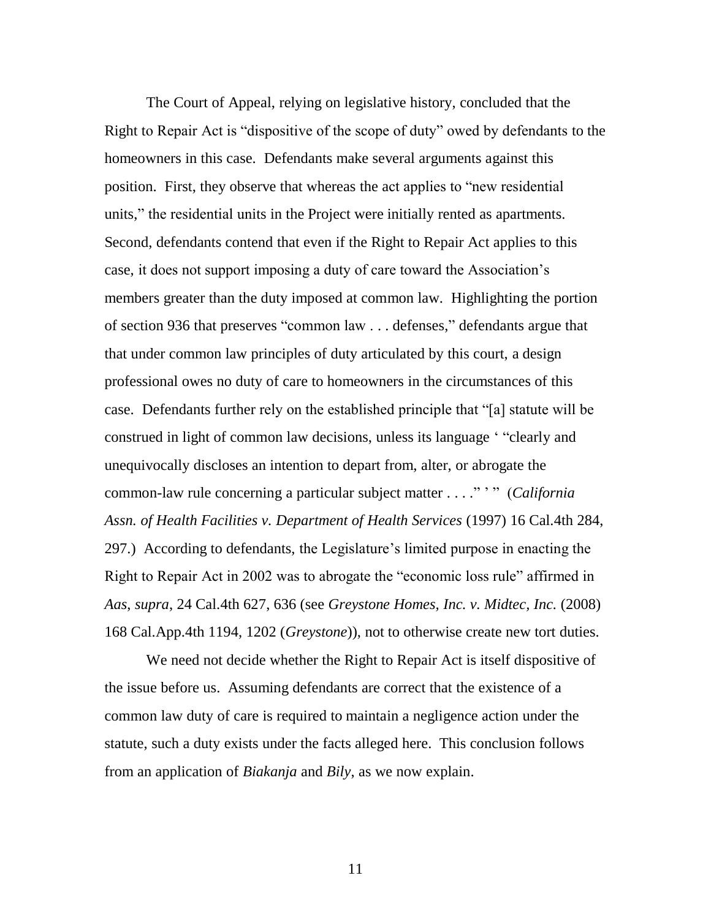The Court of Appeal, relying on legislative history, concluded that the Right to Repair Act is "dispositive of the scope of duty" owed by defendants to the homeowners in this case. Defendants make several arguments against this position. First, they observe that whereas the act applies to "new residential units," the residential units in the Project were initially rented as apartments. Second, defendants contend that even if the Right to Repair Act applies to this case, it does not support imposing a duty of care toward the Association's members greater than the duty imposed at common law. Highlighting the portion of section 936 that preserves "common law . . . defenses," defendants argue that that under common law principles of duty articulated by this court, a design professional owes no duty of care to homeowners in the circumstances of this case. Defendants further rely on the established principle that "[a] statute will be construed in light of common law decisions, unless its language ' "clearly and unequivocally discloses an intention to depart from, alter, or abrogate the common-law rule concerning a particular subject matter . . . ." ' " (*California Assn. of Health Facilities v. Department of Health Services* (1997) 16 Cal.4th 284, 297.) According to defendants, the Legislature's limited purpose in enacting the Right to Repair Act in 2002 was to abrogate the "economic loss rule" affirmed in *Aas*, *supra*, 24 Cal.4th 627, 636 (see *Greystone Homes, Inc. v. Midtec, Inc.* (2008) 168 Cal.App.4th 1194, 1202 (*Greystone*)), not to otherwise create new tort duties.

We need not decide whether the Right to Repair Act is itself dispositive of the issue before us. Assuming defendants are correct that the existence of a common law duty of care is required to maintain a negligence action under the statute, such a duty exists under the facts alleged here. This conclusion follows from an application of *Biakanja* and *Bily*, as we now explain.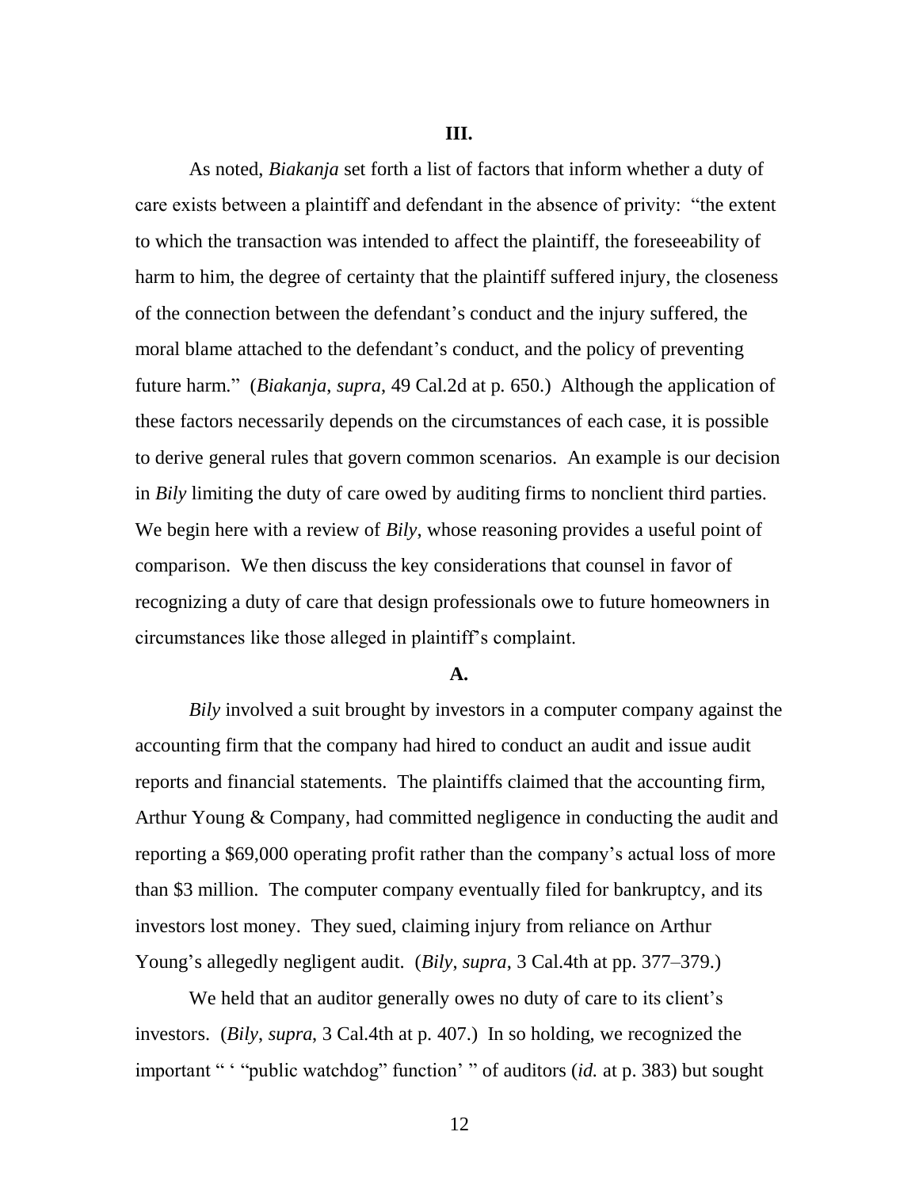### III.

As noted, *Biakanja* set forth a list of factors that inform whether a duty of care exists between a plaintiff and defendant in the absence of privity: "the extent to which the transaction was intended to affect the plaintiff, the foreseeability of harm to him, the degree of certainty that the plaintiff suffered injury, the closeness of the connection between the defendant's conduct and the injury suffered, the moral blame attached to the defendant's conduct, and the policy of preventing future harm." (*Biakanja*, *supra*, 49 Cal.2d at p. 650.) Although the application of these factors necessarily depends on the circumstances of each case, it is possible to derive general rules that govern common scenarios. An example is our decision in *Bily* limiting the duty of care owed by auditing firms to nonclient third parties. We begin here with a review of *Bily*, whose reasoning provides a useful point of comparison. We then discuss the key considerations that counsel in favor of recognizing a duty of care that design professionals owe to future homeowners in circumstances like those alleged in plaintiff's complaint.

#### A.

*Bily* involved a suit brought by investors in a computer company against the accounting firm that the company had hired to conduct an audit and issue audit reports and financial statements. The plaintiffs claimed that the accounting firm, Arthur Young & Company, had committed negligence in conducting the audit and reporting a $69,000 operating profit rather than the company's actual loss of more than $3 million. The computer company eventually filed for bankruptcy, and its investors lost money. They sued, claiming injury from reliance on Arthur Young's allegedly negligent audit. (*Bily*, *supra*, 3 Cal.4th at pp. 377–379.)

We held that an auditor generally owes no duty of care to its client's investors. (*Bily*, *supra*, 3 Cal.4th at p. 407.) In so holding, we recognized the important " ' "public watchdog" function' " of auditors (*id.* at p. 383) but sought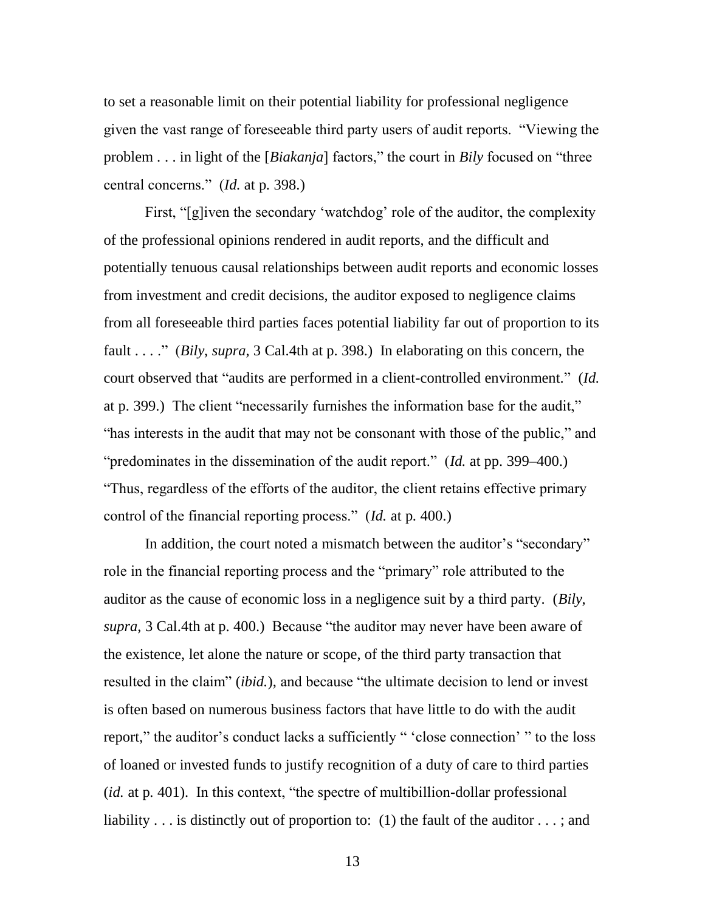to set a reasonable limit on their potential liability for professional negligence given the vast range of foreseeable third party users of audit reports. "Viewing the problem . . . in light of the [*Biakanja*] factors," the court in *Bily* focused on "three central concerns." (*Id.* at p. 398.)

First, "[g]iven the secondary 'watchdog' role of the auditor, the complexity of the professional opinions rendered in audit reports, and the difficult and potentially tenuous causal relationships between audit reports and economic losses from investment and credit decisions, the auditor exposed to negligence claims from all foreseeable third parties faces potential liability far out of proportion to its fault . . . ." (*Bily*, *supra*, 3 Cal.4th at p. 398.) In elaborating on this concern, the court observed that "audits are performed in a client-controlled environment." (*Id.* at p. 399.) The client "necessarily furnishes the information base for the audit," "has interests in the audit that may not be consonant with those of the public," and "predominates in the dissemination of the audit report." (*Id.* at pp. 399–400.) "Thus, regardless of the efforts of the auditor, the client retains effective primary control of the financial reporting process." (*Id.* at p. 400.)

In addition, the court noted a mismatch between the auditor's "secondary" role in the financial reporting process and the "primary" role attributed to the auditor as the cause of economic loss in a negligence suit by a third party. (*Bily*, *supra*, 3 Cal.4th at p. 400.) Because "the auditor may never have been aware of the existence, let alone the nature or scope, of the third party transaction that resulted in the claim" (*ibid.*), and because "the ultimate decision to lend or invest is often based on numerous business factors that have little to do with the audit report," the auditor's conduct lacks a sufficiently " 'close connection' " to the loss of loaned or invested funds to justify recognition of a duty of care to third parties (*id.* at p. 401). In this context, "the spectre of multibillion-dollar professional liability . . . is distinctly out of proportion to: (1) the fault of the auditor . . . ; and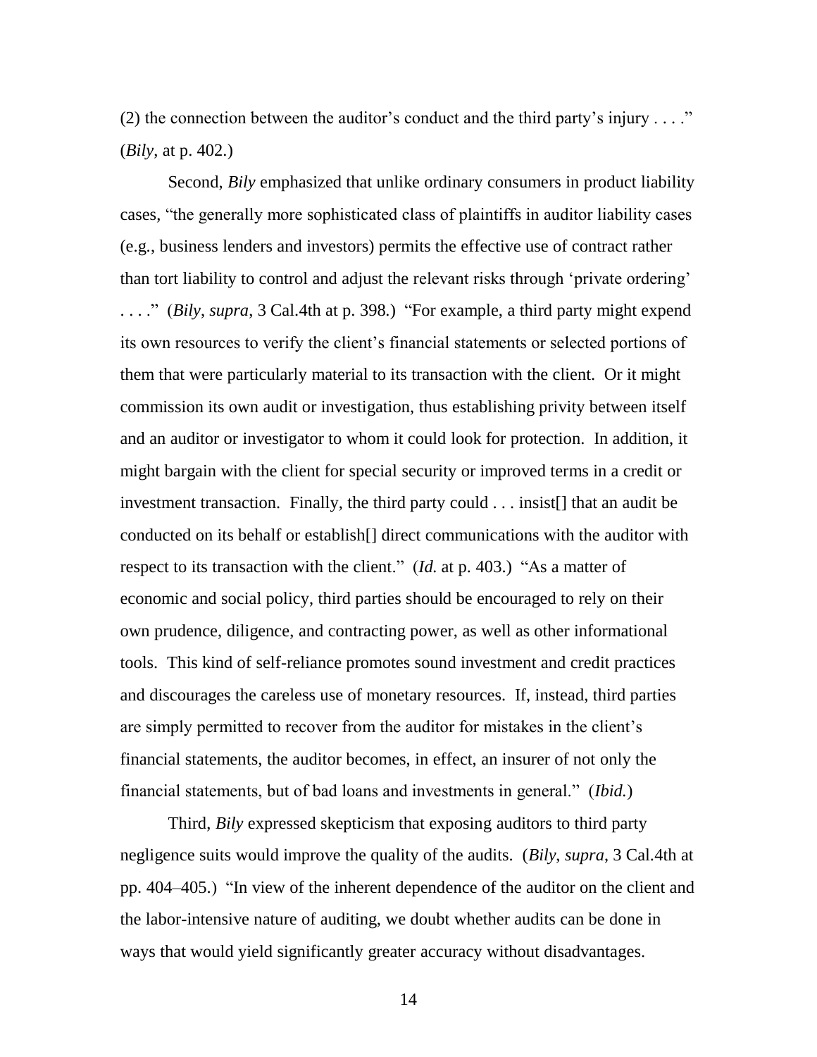(2) the connection between the auditor's conduct and the third party's injury . . . ." (*Bily*, at p. 402.)

Second, *Bily* emphasized that unlike ordinary consumers in product liability cases, "the generally more sophisticated class of plaintiffs in auditor liability cases (e.g., business lenders and investors) permits the effective use of contract rather than tort liability to control and adjust the relevant risks through 'private ordering' . . . ." (*Bily*, *supra*, 3 Cal.4th at p. 398.) "For example, a third party might expend its own resources to verify the client's financial statements or selected portions of them that were particularly material to its transaction with the client. Or it might commission its own audit or investigation, thus establishing privity between itself and an auditor or investigator to whom it could look for protection. In addition, it might bargain with the client for special security or improved terms in a credit or investment transaction. Finally, the third party could . . . insist[] that an audit be conducted on its behalf or establish[] direct communications with the auditor with respect to its transaction with the client." (*Id.* at p. 403.) "As a matter of economic and social policy, third parties should be encouraged to rely on their own prudence, diligence, and contracting power, as well as other informational tools. This kind of self-reliance promotes sound investment and credit practices and discourages the careless use of monetary resources. If, instead, third parties are simply permitted to recover from the auditor for mistakes in the client's financial statements, the auditor becomes, in effect, an insurer of not only the financial statements, but of bad loans and investments in general." (*Ibid.*)

Third, *Bily* expressed skepticism that exposing auditors to third party negligence suits would improve the quality of the audits. (*Bily*, *supra*, 3 Cal.4th at pp. 404–405.) "In view of the inherent dependence of the auditor on the client and the labor-intensive nature of auditing, we doubt whether audits can be done in ways that would yield significantly greater accuracy without disadvantages.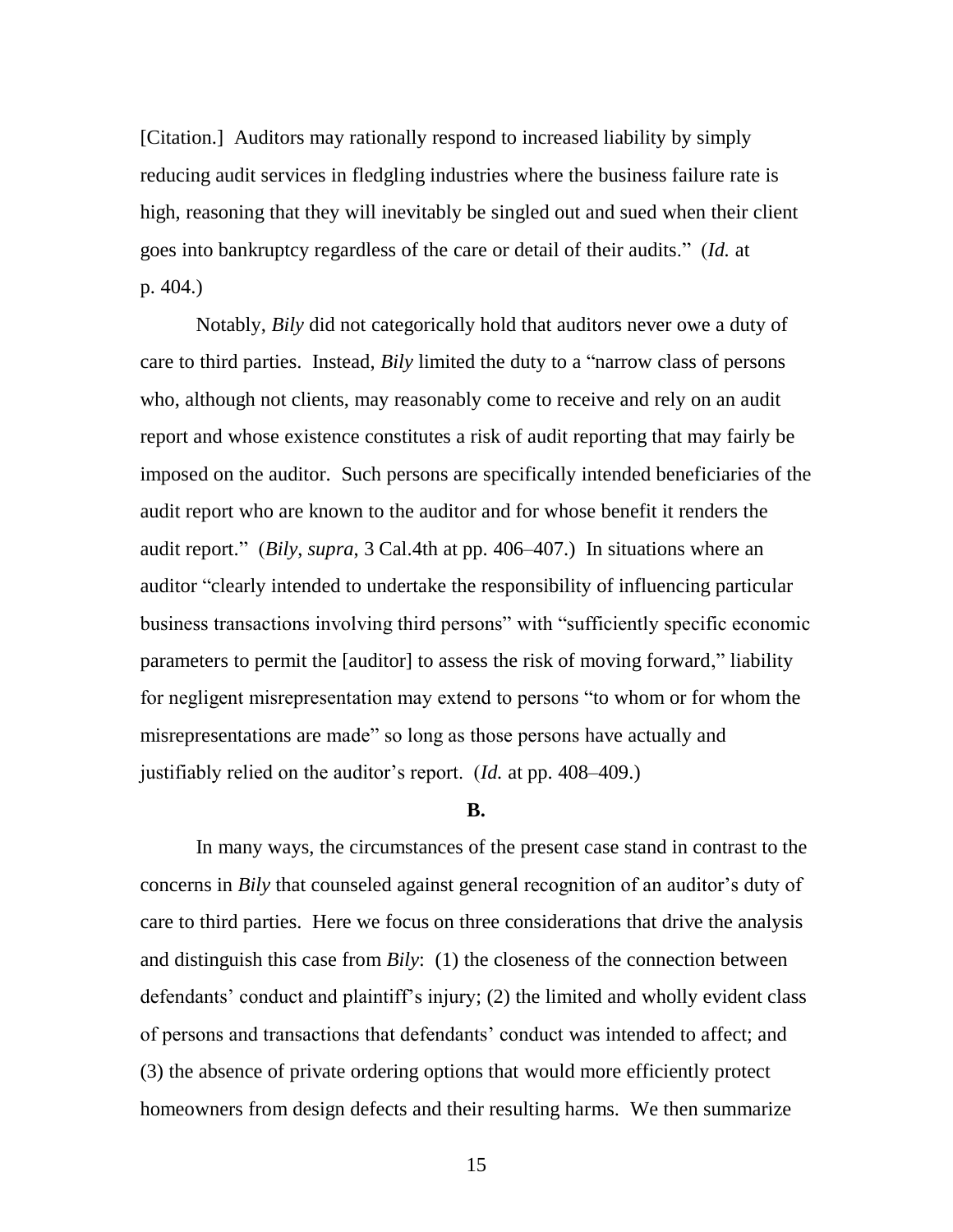[Citation.] Auditors may rationally respond to increased liability by simply reducing audit services in fledgling industries where the business failure rate is high, reasoning that they will inevitably be singled out and sued when their client goes into bankruptcy regardless of the care or detail of their audits." (*Id.* at p. 404.)

Notably, *Bily* did not categorically hold that auditors never owe a duty of care to third parties. Instead, *Bily* limited the duty to a "narrow class of persons who, although not clients, may reasonably come to receive and rely on an audit report and whose existence constitutes a risk of audit reporting that may fairly be imposed on the auditor. Such persons are specifically intended beneficiaries of the audit report who are known to the auditor and for whose benefit it renders the audit report." (*Bily*, *supra*, 3 Cal.4th at pp. 406–407.) In situations where an auditor "clearly intended to undertake the responsibility of influencing particular business transactions involving third persons" with "sufficiently specific economic parameters to permit the [auditor] to assess the risk of moving forward," liability for negligent misrepresentation may extend to persons "to whom or for whom the misrepresentations are made" so long as those persons have actually and justifiably relied on the auditor's report. (*Id.* at pp. 408–409.)

**B.**

In many ways, the circumstances of the present case stand in contrast to the concerns in *Bily* that counseled against general recognition of an auditor's duty of care to third parties. Here we focus on three considerations that drive the analysis and distinguish this case from *Bily*: (1) the closeness of the connection between defendants' conduct and plaintiff's injury; (2) the limited and wholly evident class of persons and transactions that defendants' conduct was intended to affect; and (3) the absence of private ordering options that would more efficiently protect homeowners from design defects and their resulting harms. We then summarize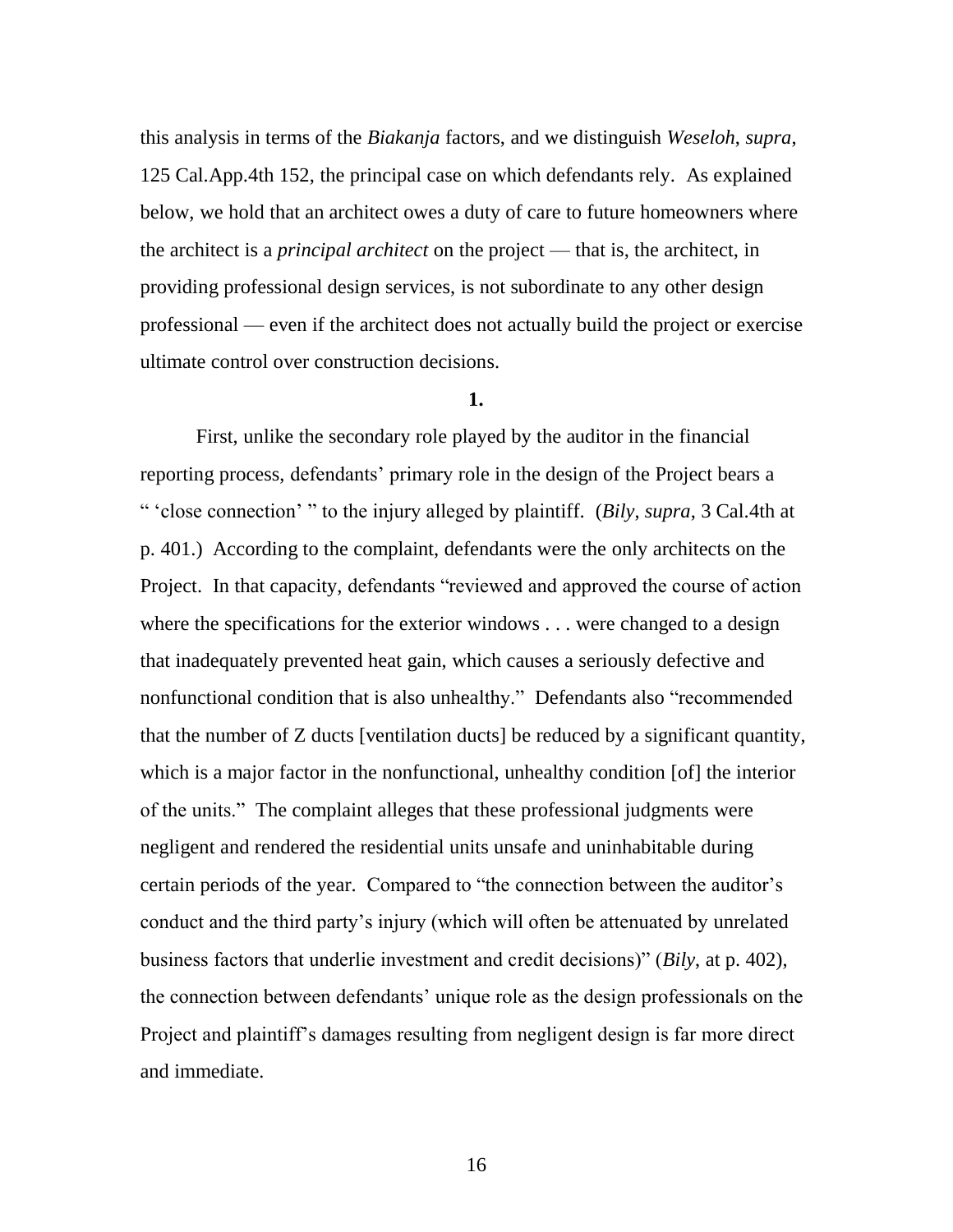this analysis in terms of the *Biakanja* factors, and we distinguish *Weseloh*, *supra*, 125 Cal.App.4th 152, the principal case on which defendants rely. As explained below, we hold that an architect owes a duty of care to future homeowners where the architect is a *principal architect* on the project — that is, the architect, in providing professional design services, is not subordinate to any other design professional — even if the architect does not actually build the project or exercise ultimate control over construction decisions.

**1.**

First, unlike the secondary role played by the auditor in the financial reporting process, defendants' primary role in the design of the Project bears a " 'close connection' " to the injury alleged by plaintiff. (*Bily*, *supra*, 3 Cal.4th at p. 401.) According to the complaint, defendants were the only architects on the Project. In that capacity, defendants "reviewed and approved the course of action where the specifications for the exterior windows . . . were changed to a design that inadequately prevented heat gain, which causes a seriously defective and nonfunctional condition that is also unhealthy." Defendants also "recommended that the number of Z ducts [ventilation ducts] be reduced by a significant quantity, which is a major factor in the nonfunctional, unhealthy condition [of] the interior of the units." The complaint alleges that these professional judgments were negligent and rendered the residential units unsafe and uninhabitable during certain periods of the year. Compared to "the connection between the auditor's conduct and the third party's injury (which will often be attenuated by unrelated business factors that underlie investment and credit decisions)" (*Bily*, at p. 402), the connection between defendants' unique role as the design professionals on the Project and plaintiff's damages resulting from negligent design is far more direct and immediate.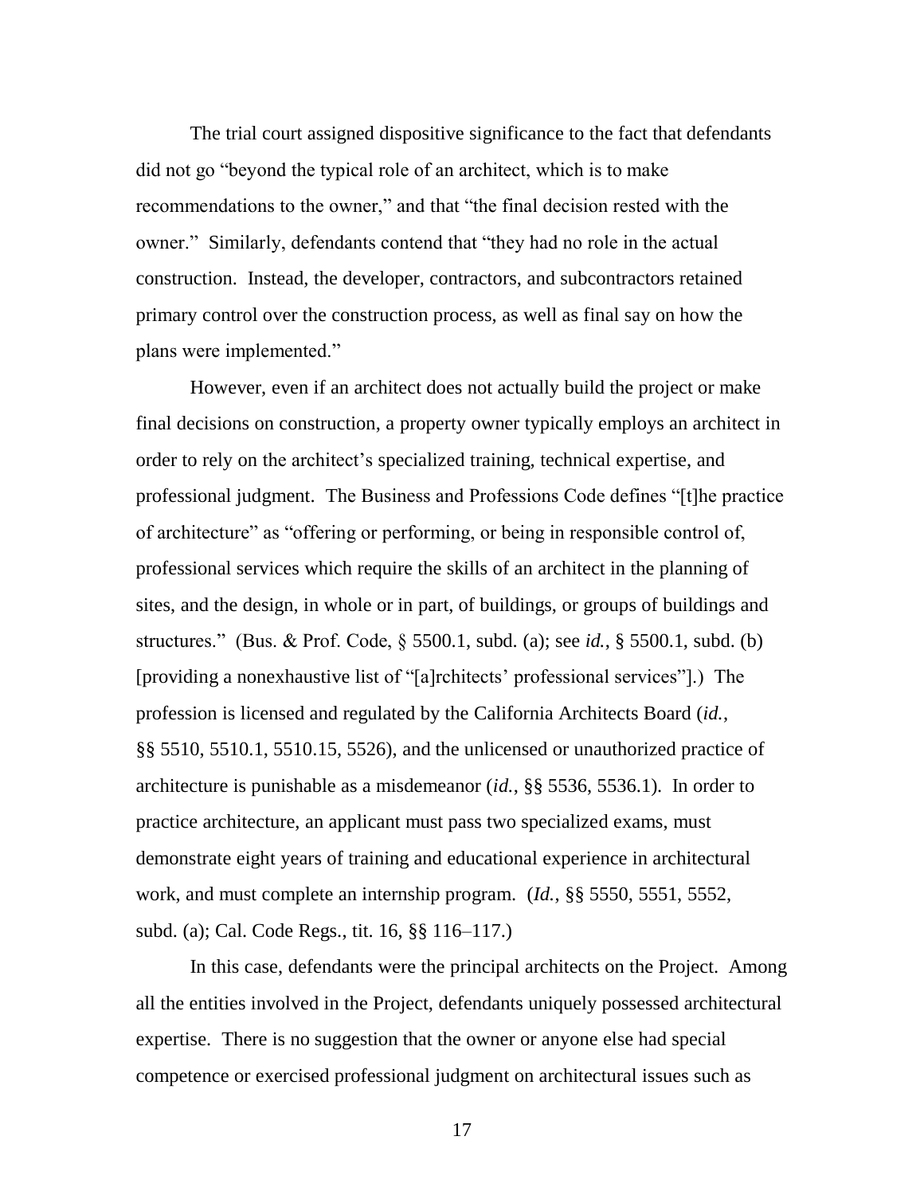The trial court assigned dispositive significance to the fact that defendants did not go "beyond the typical role of an architect, which is to make recommendations to the owner," and that "the final decision rested with the owner." Similarly, defendants contend that "they had no role in the actual construction. Instead, the developer, contractors, and subcontractors retained primary control over the construction process, as well as final say on how the plans were implemented."

However, even if an architect does not actually build the project or make final decisions on construction, a property owner typically employs an architect in order to rely on the architect's specialized training, technical expertise, and professional judgment. The Business and Professions Code defines "[t]he practice of architecture" as "offering or performing, or being in responsible control of, professional services which require the skills of an architect in the planning of sites, and the design, in whole or in part, of buildings, or groups of buildings and structures." (Bus. & Prof. Code, § 5500.1, subd. (a); see *id.*, § 5500.1, subd. (b) [providing a nonexhaustive list of "[a]rchitects' professional services"].) The profession is licensed and regulated by the California Architects Board (*id.*, §§ 5510, 5510.1, 5510.15, 5526), and the unlicensed or unauthorized practice of architecture is punishable as a misdemeanor (*id.*, §§ 5536, 5536.1). In order to practice architecture, an applicant must pass two specialized exams, must demonstrate eight years of training and educational experience in architectural work, and must complete an internship program. (*Id.*, §§ 5550, 5551, 5552, subd. (a); Cal. Code Regs., tit. 16, §§ 116–117.)

In this case, defendants were the principal architects on the Project. Among all the entities involved in the Project, defendants uniquely possessed architectural expertise. There is no suggestion that the owner or anyone else had special competence or exercised professional judgment on architectural issues such as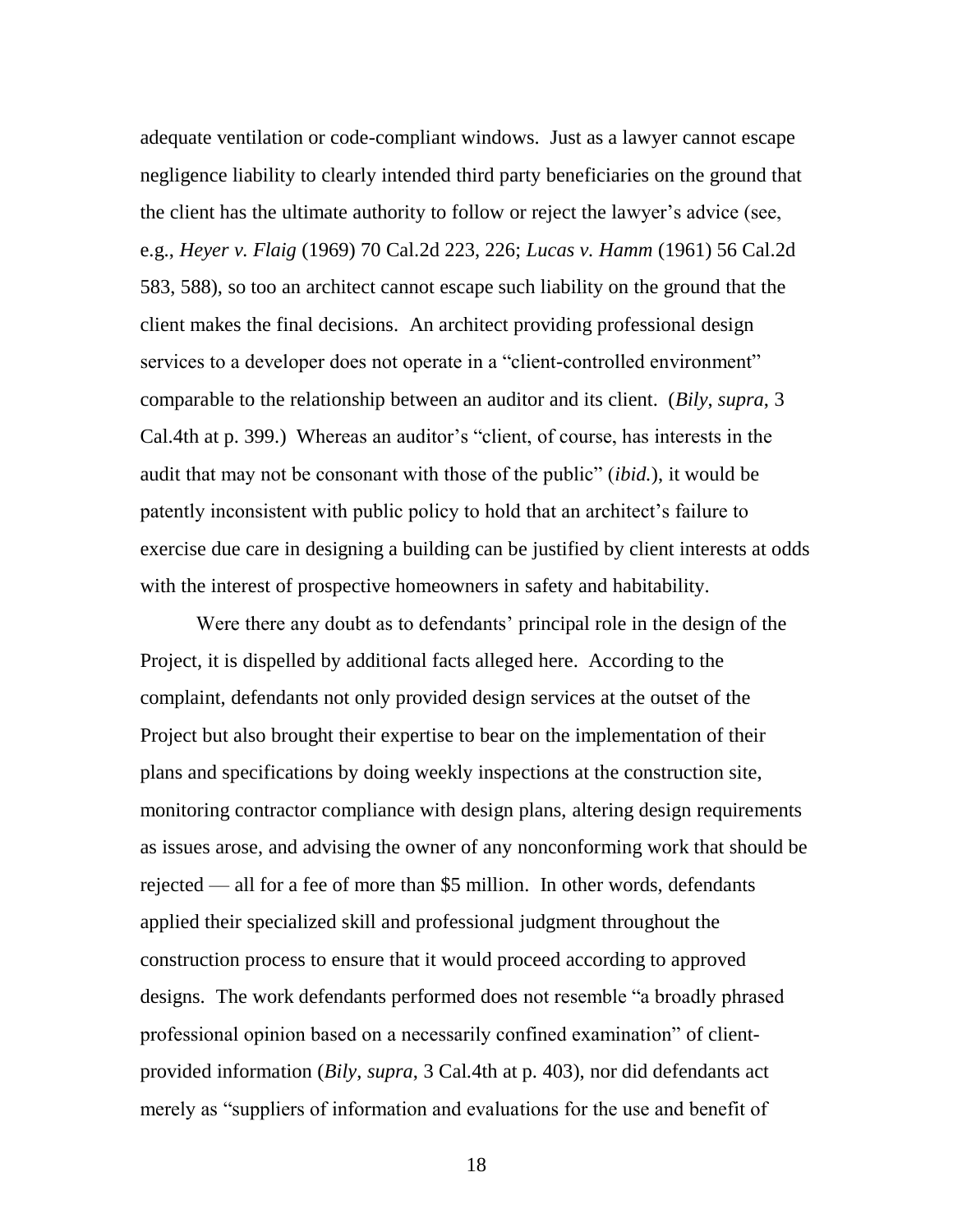adequate ventilation or code-compliant windows. Just as a lawyer cannot escape negligence liability to clearly intended third party beneficiaries on the ground that the client has the ultimate authority to follow or reject the lawyer's advice (see, e.g., *Heyer v. Flaig* (1969) 70 Cal.2d 223, 226; *Lucas v. Hamm* (1961) 56 Cal.2d 583, 588), so too an architect cannot escape such liability on the ground that the client makes the final decisions. An architect providing professional design services to a developer does not operate in a "client-controlled environment" comparable to the relationship between an auditor and its client. (*Bily*, *supra*, 3 Cal.4th at p. 399.) Whereas an auditor's "client, of course, has interests in the audit that may not be consonant with those of the public" (*ibid.*), it would be patently inconsistent with public policy to hold that an architect's failure to exercise due care in designing a building can be justified by client interests at odds with the interest of prospective homeowners in safety and habitability.

Were there any doubt as to defendants' principal role in the design of the Project, it is dispelled by additional facts alleged here. According to the complaint, defendants not only provided design services at the outset of the Project but also brought their expertise to bear on the implementation of their plans and specifications by doing weekly inspections at the construction site, monitoring contractor compliance with design plans, altering design requirements as issues arose, and advising the owner of any nonconforming work that should be rejected — all for a fee of more than $5 million. In other words, defendants applied their specialized skill and professional judgment throughout the construction process to ensure that it would proceed according to approved designs. The work defendants performed does not resemble "a broadly phrased professional opinion based on a necessarily confined examination" of client-provided information (*Bily*, *supra*, 3 Cal.4th at p. 403), nor did defendants act merely as "suppliers of information and evaluations for the use and benefit of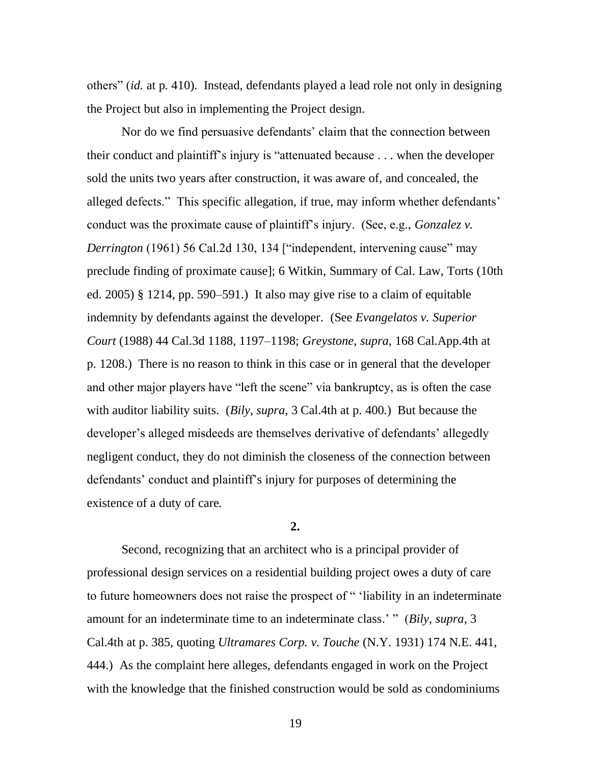others" (*id.* at p. 410). Instead, defendants played a lead role not only in designing the Project but also in implementing the Project design.

Nor do we find persuasive defendants' claim that the connection between their conduct and plaintiff's injury is "attenuated because . . . when the developer sold the units two years after construction, it was aware of, and concealed, the alleged defects." This specific allegation, if true, may inform whether defendants' conduct was the proximate cause of plaintiff's injury. (See, e.g., *Gonzalez v. Derrington* (1961) 56 Cal.2d 130, 134 ["independent, intervening cause" may preclude finding of proximate cause]; 6 Witkin, Summary of Cal. Law, Torts (10th ed. 2005) § 1214, pp. 590–591.) It also may give rise to a claim of equitable indemnity by defendants against the developer. (See *Evangelatos v. Superior Court* (1988) 44 Cal.3d 1188, 1197–1198; *Greystone*, *supra*, 168 Cal.App.4th at p. 1208.) There is no reason to think in this case or in general that the developer and other major players have "left the scene" via bankruptcy, as is often the case with auditor liability suits. (*Bily*, *supra*, 3 Cal.4th at p. 400.) But because the developer's alleged misdeeds are themselves derivative of defendants' allegedly negligent conduct, they do not diminish the closeness of the connection between defendants' conduct and plaintiff's injury for purposes of determining the existence of a duty of care.

**2.**

Second, recognizing that an architect who is a principal provider of professional design services on a residential building project owes a duty of care to future homeowners does not raise the prospect of " 'liability in an indeterminate amount for an indeterminate time to an indeterminate class.' " (*Bily*, *supra*, 3 Cal.4th at p. 385, quoting *Ultramares Corp. v. Touche* (N.Y. 1931) 174 N.E. 441, 444.) As the complaint here alleges, defendants engaged in work on the Project with the knowledge that the finished construction would be sold as condominiums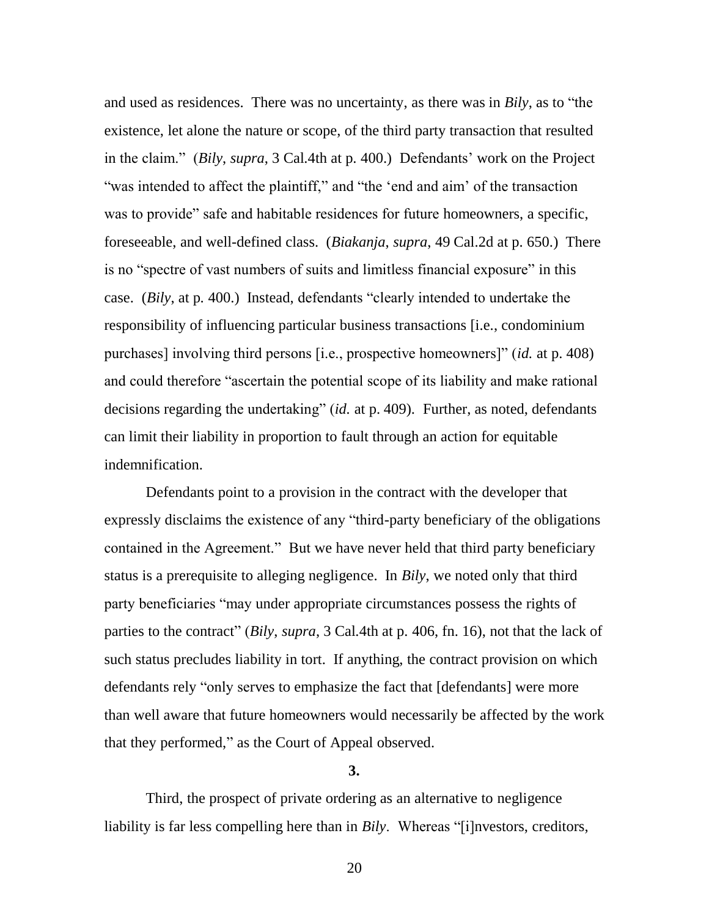and used as residences. There was no uncertainty, as there was in *Bily*, as to "the existence, let alone the nature or scope, of the third party transaction that resulted in the claim." (*Bily*, *supra*, 3 Cal.4th at p. 400.) Defendants' work on the Project "was intended to affect the plaintiff," and "the 'end and aim' of the transaction was to provide" safe and habitable residences for future homeowners, a specific, foreseeable, and well-defined class. (*Biakanja*, *supra*, 49 Cal.2d at p. 650.) There is no "spectre of vast numbers of suits and limitless financial exposure" in this case. (*Bily*, at p. 400.) Instead, defendants "clearly intended to undertake the responsibility of influencing particular business transactions [i.e., condominium purchases] involving third persons [i.e., prospective homeowners]" (*id.* at p. 408) and could therefore "ascertain the potential scope of its liability and make rational decisions regarding the undertaking" (*id.* at p. 409). Further, as noted, defendants can limit their liability in proportion to fault through an action for equitable indemnification.

Defendants point to a provision in the contract with the developer that expressly disclaims the existence of any "third-party beneficiary of the obligations contained in the Agreement." But we have never held that third party beneficiary status is a prerequisite to alleging negligence. In *Bily*, we noted only that third party beneficiaries "may under appropriate circumstances possess the rights of parties to the contract" (*Bily*, *supra*, 3 Cal.4th at p. 406, fn. 16), not that the lack of such status precludes liability in tort. If anything, the contract provision on which defendants rely "only serves to emphasize the fact that [defendants] were more than well aware that future homeowners would necessarily be affected by the work that they performed," as the Court of Appeal observed.

**3.**

Third, the prospect of private ordering as an alternative to negligence liability is far less compelling here than in *Bily*. Whereas "[i]nvestors, creditors,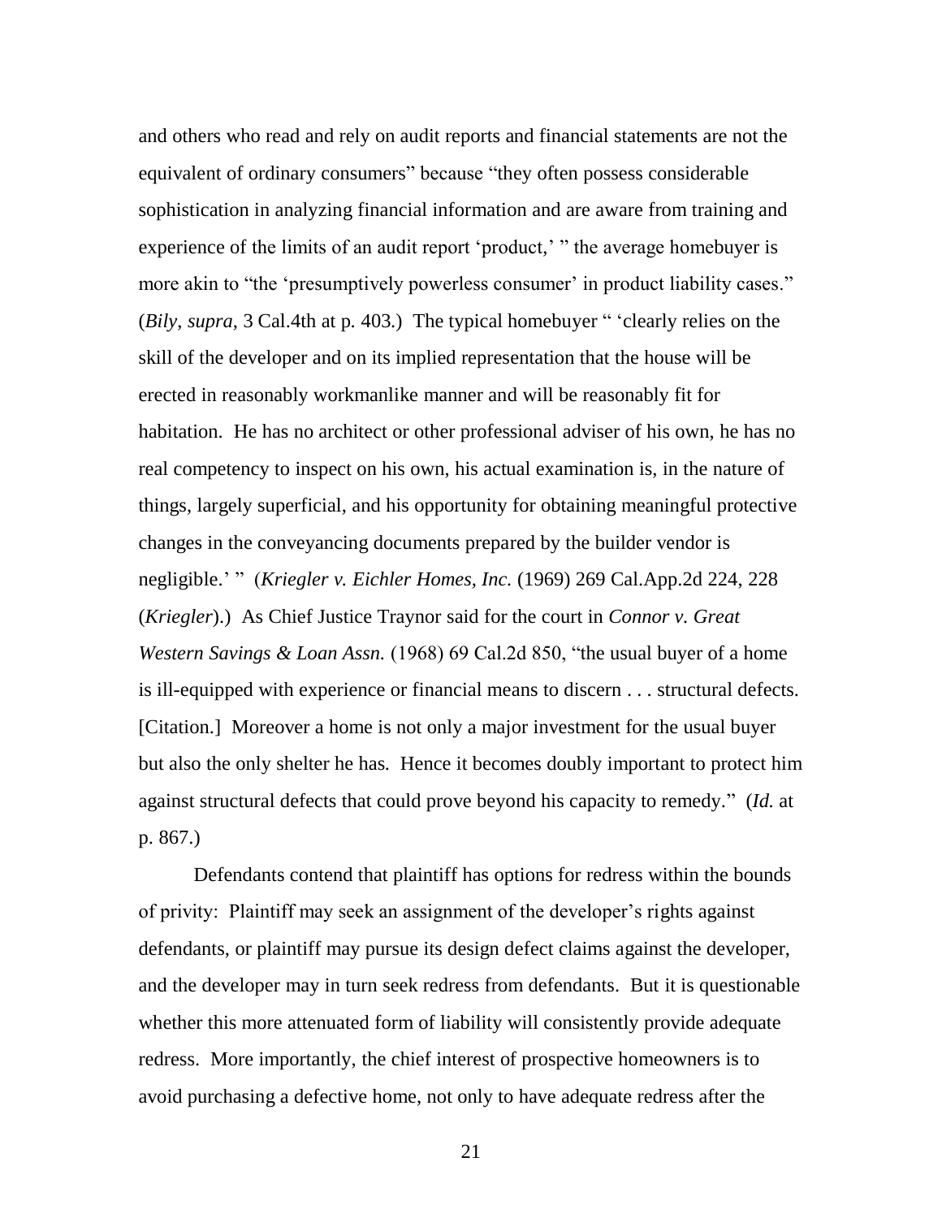and others who read and rely on audit reports and financial statements are not the equivalent of ordinary consumers" because "they often possess considerable sophistication in analyzing financial information and are aware from training and experience of the limits of an audit report 'product,' " the average homebuyer is more akin to "the 'presumptively powerless consumer' in product liability cases." (*Bily*, *supra*, 3 Cal.4th at p. 403.) The typical homebuyer " 'clearly relies on the skill of the developer and on its implied representation that the house will be erected in reasonably workmanlike manner and will be reasonably fit for habitation. He has no architect or other professional adviser of his own, he has no real competency to inspect on his own, his actual examination is, in the nature of things, largely superficial, and his opportunity for obtaining meaningful protective changes in the conveyancing documents prepared by the builder vendor is negligible.' " (*Kriegler v. Eichler Homes, Inc.* (1969) 269 Cal.App.2d 224, 228 (*Kriegler*).) As Chief Justice Traynor said for the court in *Connor v. Great Western Savings & Loan Assn.* (1968) 69 Cal.2d 850, "the usual buyer of a home is ill-equipped with experience or financial means to discern . . . structural defects. [Citation.] Moreover a home is not only a major investment for the usual buyer but also the only shelter he has. Hence it becomes doubly important to protect him against structural defects that could prove beyond his capacity to remedy." (*Id.* at p. 867.)

Defendants contend that plaintiff has options for redress within the bounds of privity: Plaintiff may seek an assignment of the developer's rights against defendants, or plaintiff may pursue its design defect claims against the developer, and the developer may in turn seek redress from defendants. But it is questionable whether this more attenuated form of liability will consistently provide adequate redress. More importantly, the chief interest of prospective homeowners is to avoid purchasing a defective home, not only to have adequate redress after the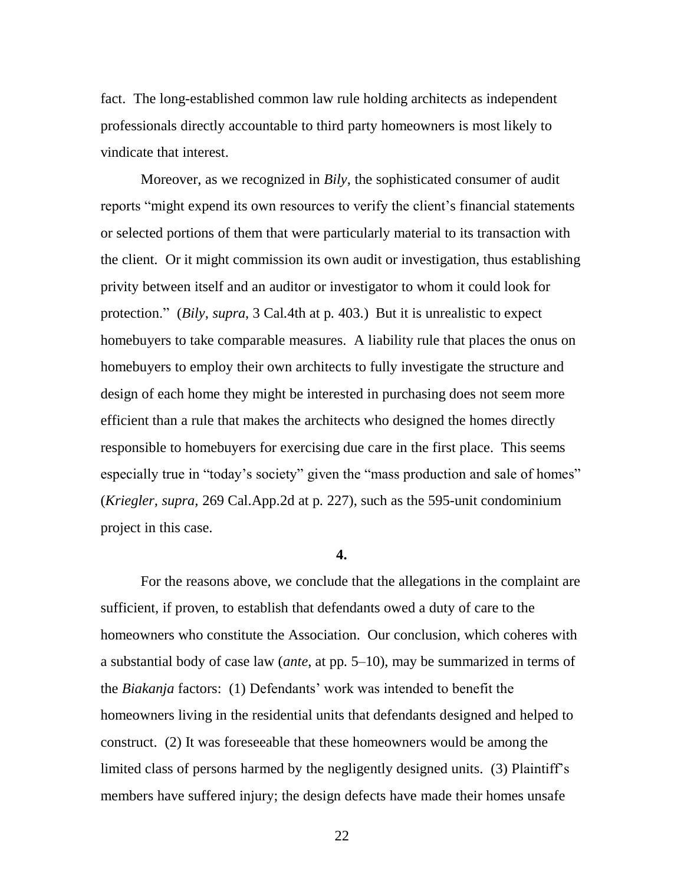fact. The long-established common law rule holding architects as independent professionals directly accountable to third party homeowners is most likely to vindicate that interest.

Moreover, as we recognized in *Bily*, the sophisticated consumer of audit reports "might expend its own resources to verify the client's financial statements or selected portions of them that were particularly material to its transaction with the client. Or it might commission its own audit or investigation, thus establishing privity between itself and an auditor or investigator to whom it could look for protection." (*Bily*, *supra*, 3 Cal.4th at p. 403.) But it is unrealistic to expect homebuyers to take comparable measures. A liability rule that places the onus on homebuyers to employ their own architects to fully investigate the structure and design of each home they might be interested in purchasing does not seem more efficient than a rule that makes the architects who designed the homes directly responsible to homebuyers for exercising due care in the first place. This seems especially true in "today's society" given the "mass production and sale of homes" (*Kriegler, supra,* 269 Cal.App.2d at p. 227), such as the 595-unit condominium project in this case.

**4.**

For the reasons above, we conclude that the allegations in the complaint are sufficient, if proven, to establish that defendants owed a duty of care to the homeowners who constitute the Association. Our conclusion, which coheres with a substantial body of case law (*ante*, at pp. 5–10), may be summarized in terms of the *Biakanja* factors: (1) Defendants' work was intended to benefit the homeowners living in the residential units that defendants designed and helped to construct. (2) It was foreseeable that these homeowners would be among the limited class of persons harmed by the negligently designed units. (3) Plaintiff's members have suffered injury; the design defects have made their homes unsafe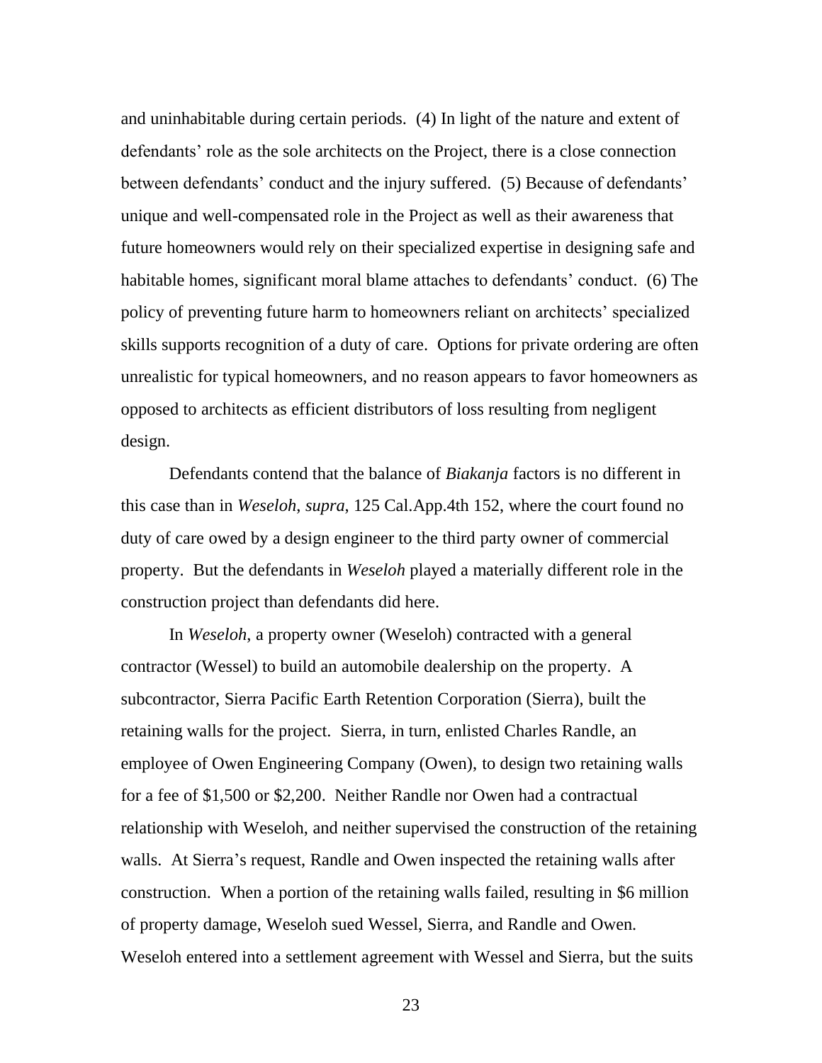and uninhabitable during certain periods. (4) In light of the nature and extent of defendants' role as the sole architects on the Project, there is a close connection between defendants' conduct and the injury suffered. (5) Because of defendants' unique and well-compensated role in the Project as well as their awareness that future homeowners would rely on their specialized expertise in designing safe and habitable homes, significant moral blame attaches to defendants' conduct. (6) The policy of preventing future harm to homeowners reliant on architects' specialized skills supports recognition of a duty of care. Options for private ordering are often unrealistic for typical homeowners, and no reason appears to favor homeowners as opposed to architects as efficient distributors of loss resulting from negligent design.

Defendants contend that the balance of *Biakanja* factors is no different in this case than in *Weseloh*, *supra*, 125 Cal.App.4th 152, where the court found no duty of care owed by a design engineer to the third party owner of commercial property. But the defendants in *Weseloh* played a materially different role in the construction project than defendants did here.

In *Weseloh*, a property owner (Weseloh) contracted with a general contractor (Wessel) to build an automobile dealership on the property. A subcontractor, Sierra Pacific Earth Retention Corporation (Sierra), built the retaining walls for the project. Sierra, in turn, enlisted Charles Randle, an employee of Owen Engineering Company (Owen), to design two retaining walls for a fee of $1,500 or $2,200. Neither Randle nor Owen had a contractual relationship with Weseloh, and neither supervised the construction of the retaining walls. At Sierra's request, Randle and Owen inspected the retaining walls after construction. When a portion of the retaining walls failed, resulting in $6 million of property damage, Weseloh sued Wessel, Sierra, and Randle and Owen. Weseloh entered into a settlement agreement with Wessel and Sierra, but the suits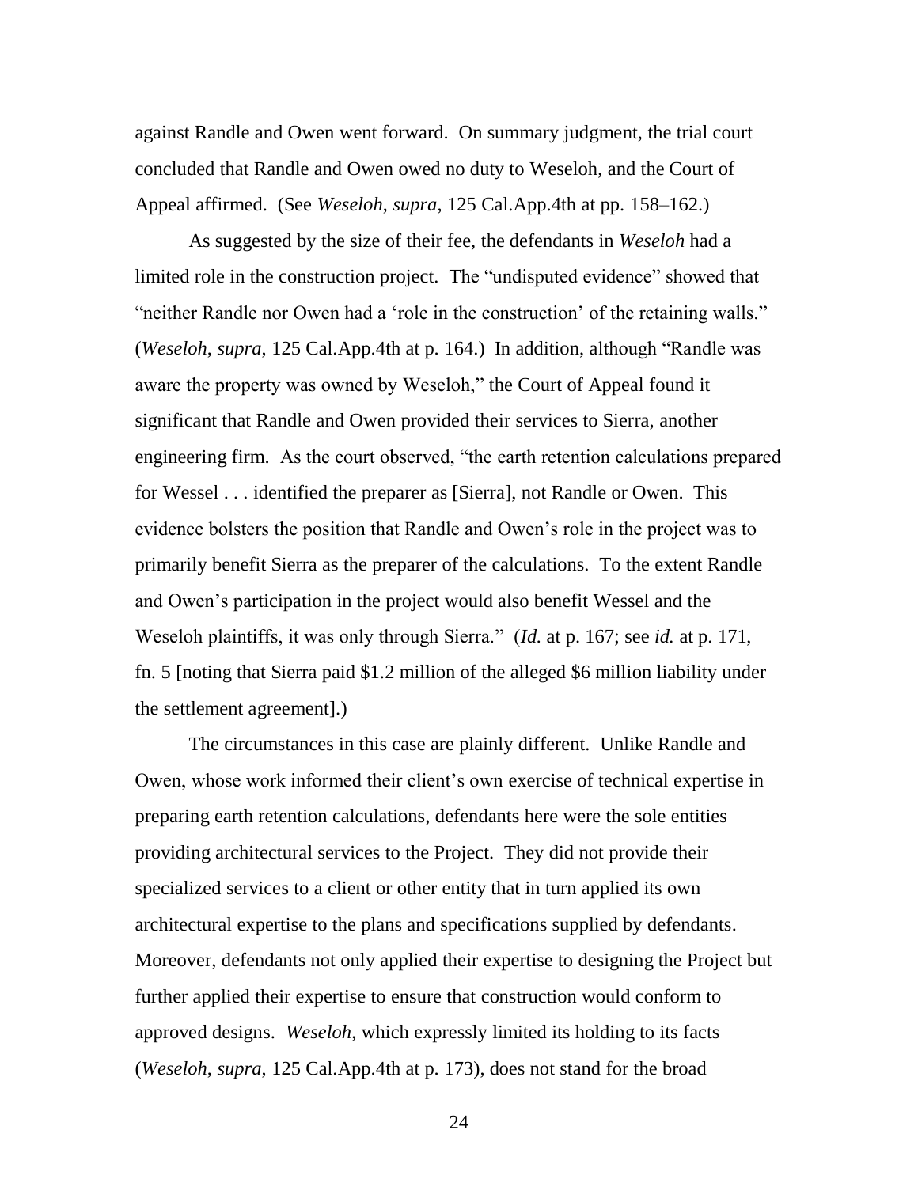against Randle and Owen went forward. On summary judgment, the trial court concluded that Randle and Owen owed no duty to Weseloh, and the Court of Appeal affirmed. (See *Weseloh*, *supra*, 125 Cal.App.4th at pp. 158–162.)

As suggested by the size of their fee, the defendants in *Weseloh* had a limited role in the construction project. The "undisputed evidence" showed that "neither Randle nor Owen had a 'role in the construction' of the retaining walls." (*Weseloh*, *supra*, 125 Cal.App.4th at p. 164.) In addition, although "Randle was aware the property was owned by Weseloh," the Court of Appeal found it significant that Randle and Owen provided their services to Sierra, another engineering firm. As the court observed, "the earth retention calculations prepared for Wessel . . . identified the preparer as [Sierra], not Randle or Owen. This evidence bolsters the position that Randle and Owen's role in the project was to primarily benefit Sierra as the preparer of the calculations. To the extent Randle and Owen's participation in the project would also benefit Wessel and the Weseloh plaintiffs, it was only through Sierra." (*Id.* at p. 167; see *id.* at p. 171, fn. 5 [noting that Sierra paid $1.2 million of the alleged $6 million liability under the settlement agreement].)

The circumstances in this case are plainly different. Unlike Randle and Owen, whose work informed their client's own exercise of technical expertise in preparing earth retention calculations, defendants here were the sole entities providing architectural services to the Project. They did not provide their specialized services to a client or other entity that in turn applied its own architectural expertise to the plans and specifications supplied by defendants. Moreover, defendants not only applied their expertise to designing the Project but further applied their expertise to ensure that construction would conform to approved designs. *Weseloh*, which expressly limited its holding to its facts (*Weseloh*, *supra*, 125 Cal.App.4th at p. 173), does not stand for the broad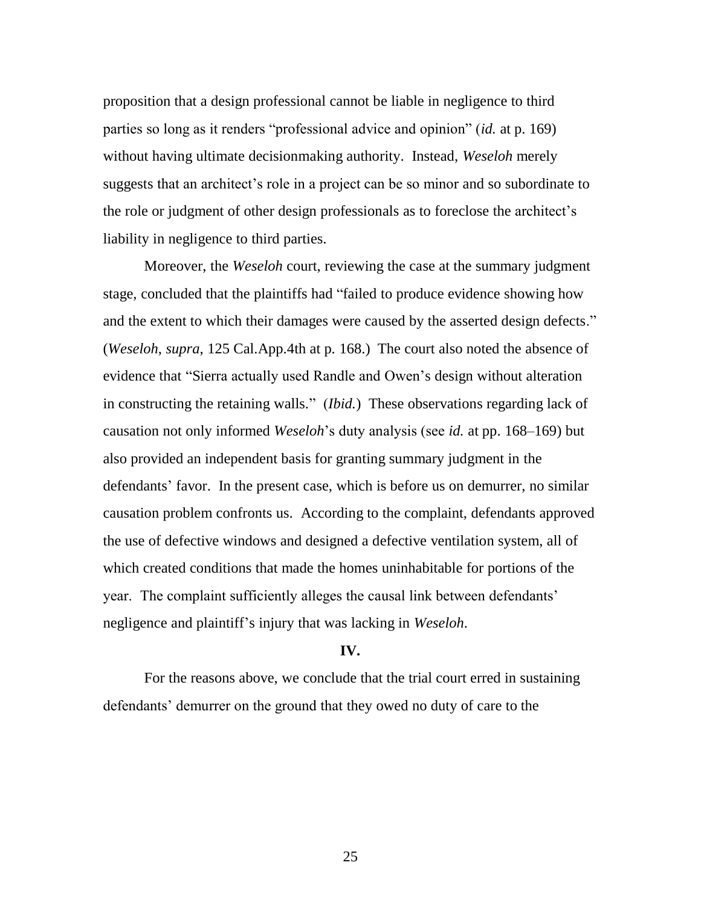proposition that a design professional cannot be liable in negligence to third parties so long as it renders "professional advice and opinion" (*id.* at p. 169) without having ultimate decisionmaking authority. Instead, *Weseloh* merely suggests that an architect's role in a project can be so minor and so subordinate to the role or judgment of other design professionals as to foreclose the architect's liability in negligence to third parties.

Moreover, the *Weseloh* court, reviewing the case at the summary judgment stage, concluded that the plaintiffs had "failed to produce evidence showing how and the extent to which their damages were caused by the asserted design defects." (*Weseloh*, *supra*, 125 Cal.App.4th at p. 168.) The court also noted the absence of evidence that "Sierra actually used Randle and Owen's design without alteration in constructing the retaining walls." (*Ibid.*) These observations regarding lack of causation not only informed *Weseloh*'s duty analysis (see *id.* at pp. 168–169) but also provided an independent basis for granting summary judgment in the defendants' favor. In the present case, which is before us on demurrer, no similar causation problem confronts us. According to the complaint, defendants approved the use of defective windows and designed a defective ventilation system, all of which created conditions that made the homes uninhabitable for portions of the year. The complaint sufficiently alleges the causal link between defendants' negligence and plaintiff's injury that was lacking in *Weseloh*.

**IV.**

For the reasons above, we conclude that the trial court erred in sustaining defendants' demurrer on the ground that they owed no duty of care to the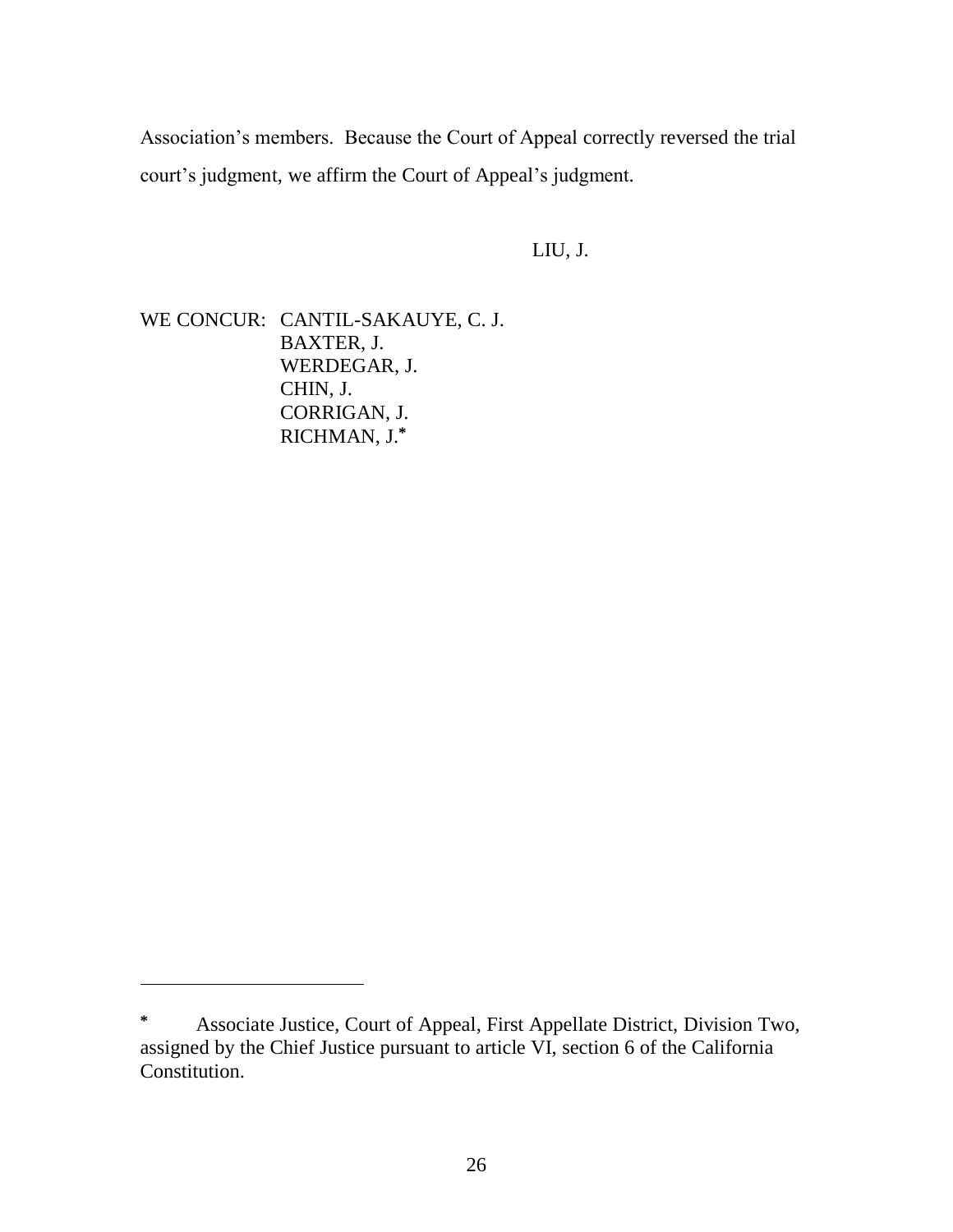Association's members. Because the Court of Appeal correctly reversed the trial court's judgment, we affirm the Court of Appeal's judgment.

LIU, J.

WE CONCUR: CANTIL-SAKAUYE, C. J.
BAXTER, J.
WERDEGAR, J.
CHIN, J.
CORRIGAN, J.
RICHMAN, J.*

---

\* Associate Justice, Court of Appeal, First Appellate District, Division Two, assigned by the Chief Justice pursuant to article VI, section 6 of the California Constitution.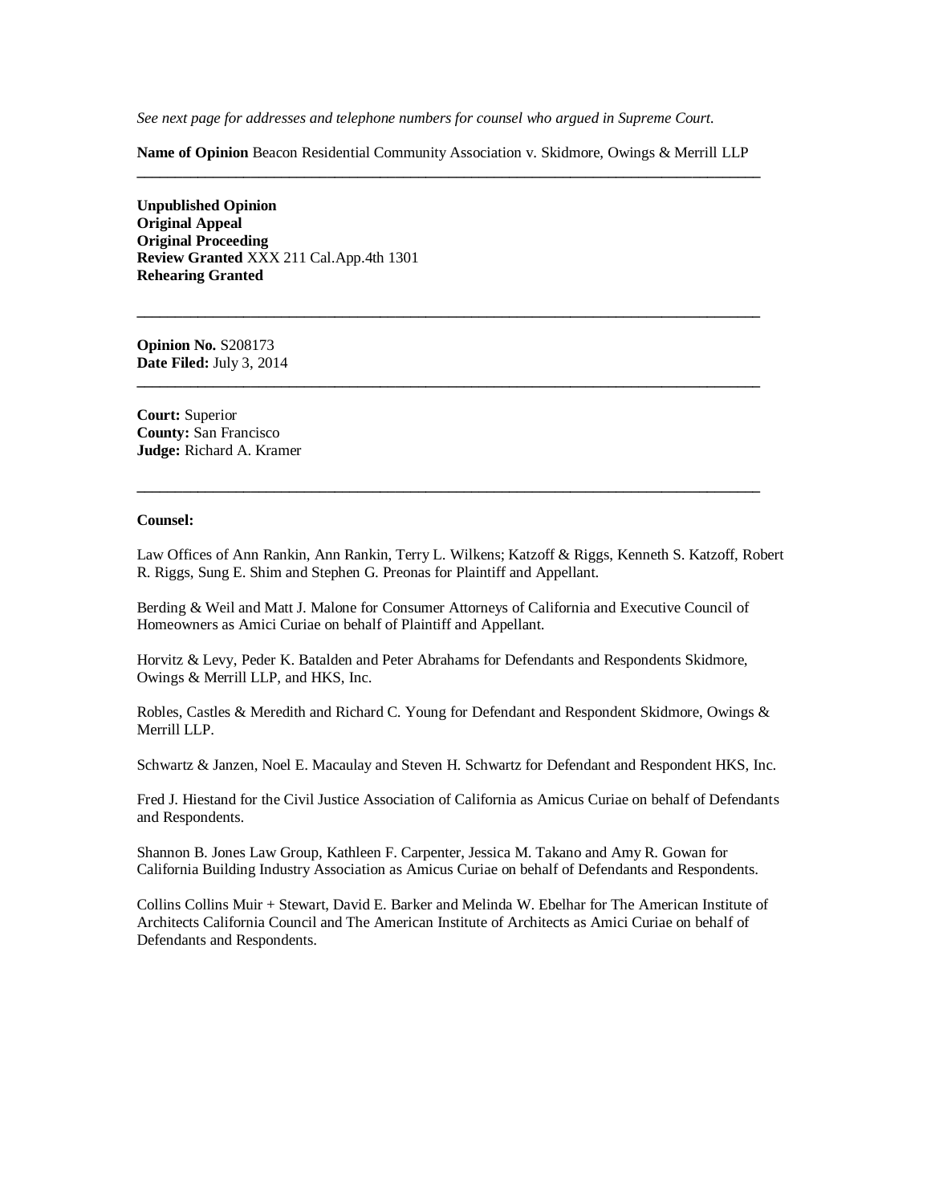*See next page for addresses and telephone numbers for counsel who argued in Supreme Court.*

**Name of Opinion** Beacon Residential Community Association v. Skidmore, Owings & Merrill LLP

---

**Unpublished Opinion**
**Original Appeal**
**Original Proceeding**
**Review Granted** XXX 211 Cal.App.4th 1301
**Rehearing Granted**

---

**Opinion No.** S208173
**Date Filed:** July 3, 2014

---

**Court:** Superior
**County:** San Francisco
**Judge:** Richard A. Kramer

---

**Counsel:**

Law Offices of Ann Rankin, Ann Rankin, Terry L. Wilkens; Katzoff & Riggs, Kenneth S. Katzoff, Robert R. Riggs, Sung E. Shim and Stephen G. Preonas for Plaintiff and Appellant.

Berding & Weil and Matt J. Malone for Consumer Attorneys of California and Executive Council of Homeowners as Amici Curiae on behalf of Plaintiff and Appellant.

Horvitz & Levy, Peder K. Batalden and Peter Abrahams for Defendants and Respondents Skidmore, Owings & Merrill LLP, and HKS, Inc.

Robles, Castles & Meredith and Richard C. Young for Defendant and Respondent Skidmore, Owings & Merrill LLP.

Schwartz & Janzen, Noel E. Macaulay and Steven H. Schwartz for Defendant and Respondent HKS, Inc.

Fred J. Hiestand for the Civil Justice Association of California as Amicus Curiae on behalf of Defendants and Respondents.

Shannon B. Jones Law Group, Kathleen F. Carpenter, Jessica M. Takano and Amy R. Gowan for California Building Industry Association as Amicus Curiae on behalf of Defendants and Respondents.

Collins Collins Muir + Stewart, David E. Barker and Melinda W. Ebelhar for The American Institute of Architects California Council and The American Institute of Architects as Amici Curiae on behalf of Defendants and Respondents.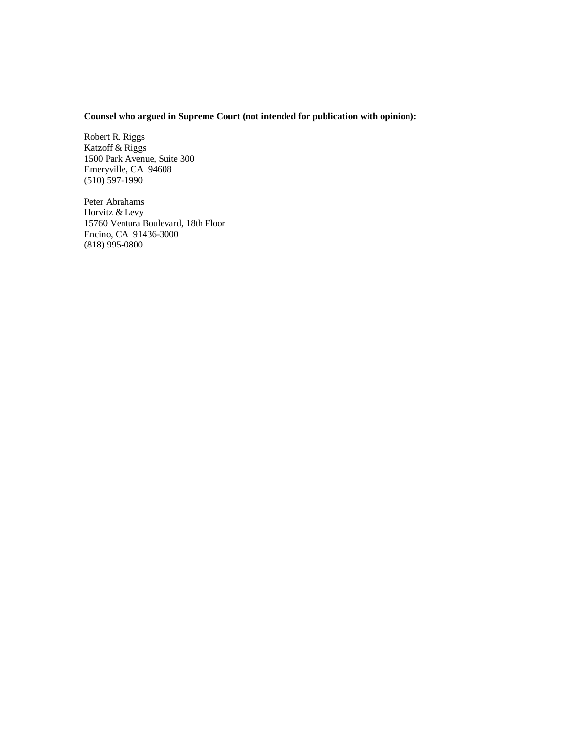**Counsel who argued in Supreme Court (not intended for publication with opinion):**

Robert R. Riggs
Katzoff & Riggs
1500 Park Avenue, Suite 300
Emeryville, CA  94608
(510) 597-1990

Peter Abrahams
Horvitz & Levy
15760 Ventura Boulevard, 18th Floor
Encino, CA  91436-3000
(818) 995-0800